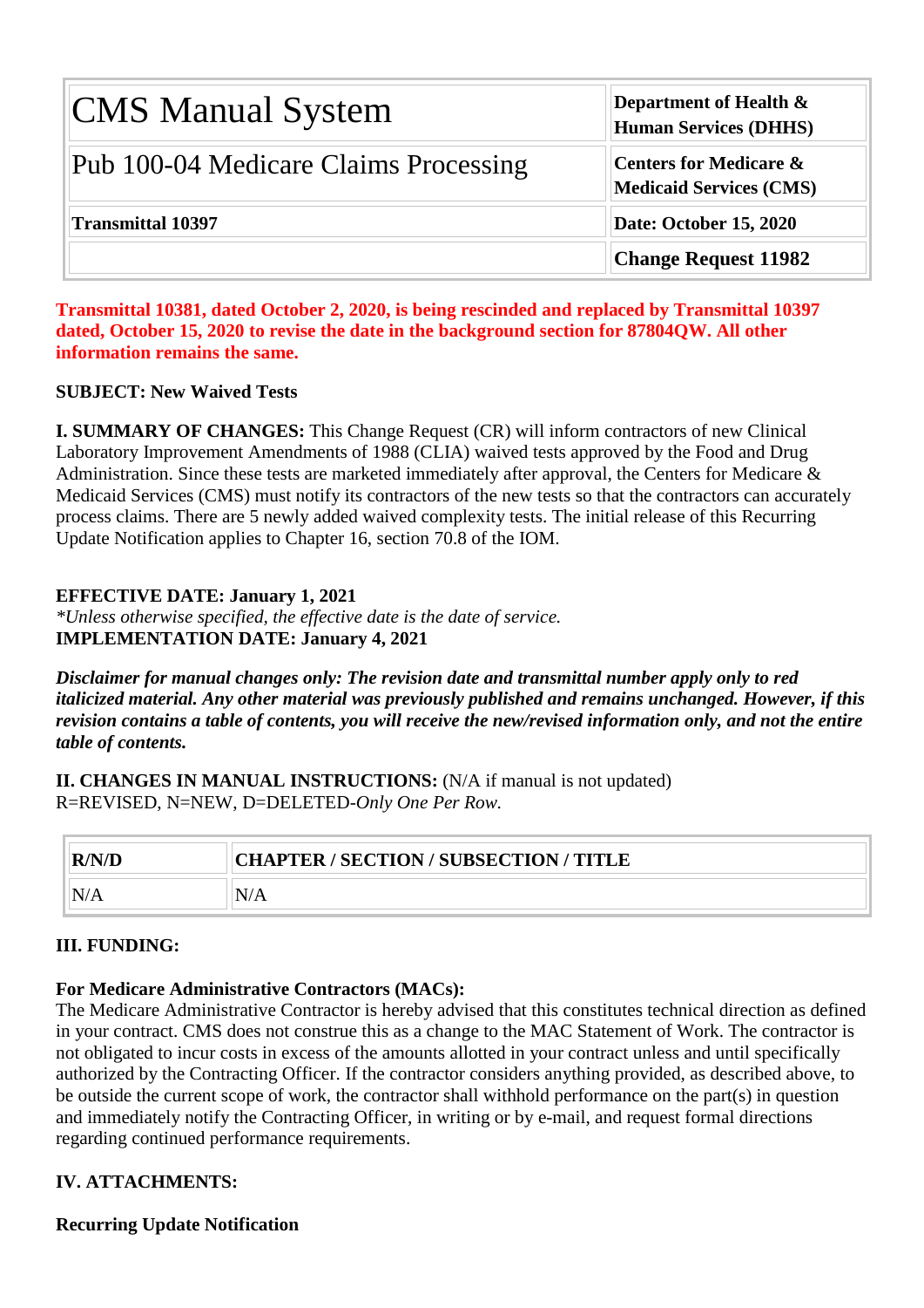| CMS Manual System | Department of Health & Human Services (DHHS) |
|---|---|
| Pub 100-04 Medicare Claims Processing | Centers for Medicare & Medicaid Services (CMS) |
| **Transmittal 10397** | **Date: October 15, 2020** |
| | **Change Request 11982** |

**Transmittal 10381, dated October 2, 2020, is being rescinded and replaced by Transmittal 10397 dated, October 15, 2020 to revise the date in the background section for 87804QW. All other information remains the same.**

**SUBJECT: New Waived Tests**

**I. SUMMARY OF CHANGES:** This Change Request (CR) will inform contractors of new Clinical Laboratory Improvement Amendments of 1988 (CLIA) waived tests approved by the Food and Drug Administration. Since these tests are marketed immediately after approval, the Centers for Medicare & Medicaid Services (CMS) must notify its contractors of the new tests so that the contractors can accurately process claims. There are 5 newly added waived complexity tests. The initial release of this Recurring Update Notification applies to Chapter 16, section 70.8 of the IOM.

**EFFECTIVE DATE: January 1, 2021**
*\*Unless otherwise specified, the effective date is the date of service.*
**IMPLEMENTATION DATE: January 4, 2021**

***Disclaimer for manual changes only: The revision date and transmittal number apply only to red italicized material. Any other material was previously published and remains unchanged. However, if this revision contains a table of contents, you will receive the new/revised information only, and not the entire table of contents.***

**II. CHANGES IN MANUAL INSTRUCTIONS:** (N/A if manual is not updated)
R=REVISED, N=NEW, D=DELETED-*Only One Per Row.*

| R/N/D | CHAPTER / SECTION / SUBSECTION / TITLE |
|---|---|
| N/A | N/A |

**III. FUNDING:**

**For Medicare Administrative Contractors (MACs):**
The Medicare Administrative Contractor is hereby advised that this constitutes technical direction as defined in your contract. CMS does not construe this as a change to the MAC Statement of Work. The contractor is not obligated to incur costs in excess of the amounts allotted in your contract unless and until specifically authorized by the Contracting Officer. If the contractor considers anything provided, as described above, to be outside the current scope of work, the contractor shall withhold performance on the part(s) in question and immediately notify the Contracting Officer, in writing or by e-mail, and request formal directions regarding continued performance requirements.

**IV. ATTACHMENTS:**

**Recurring Update Notification**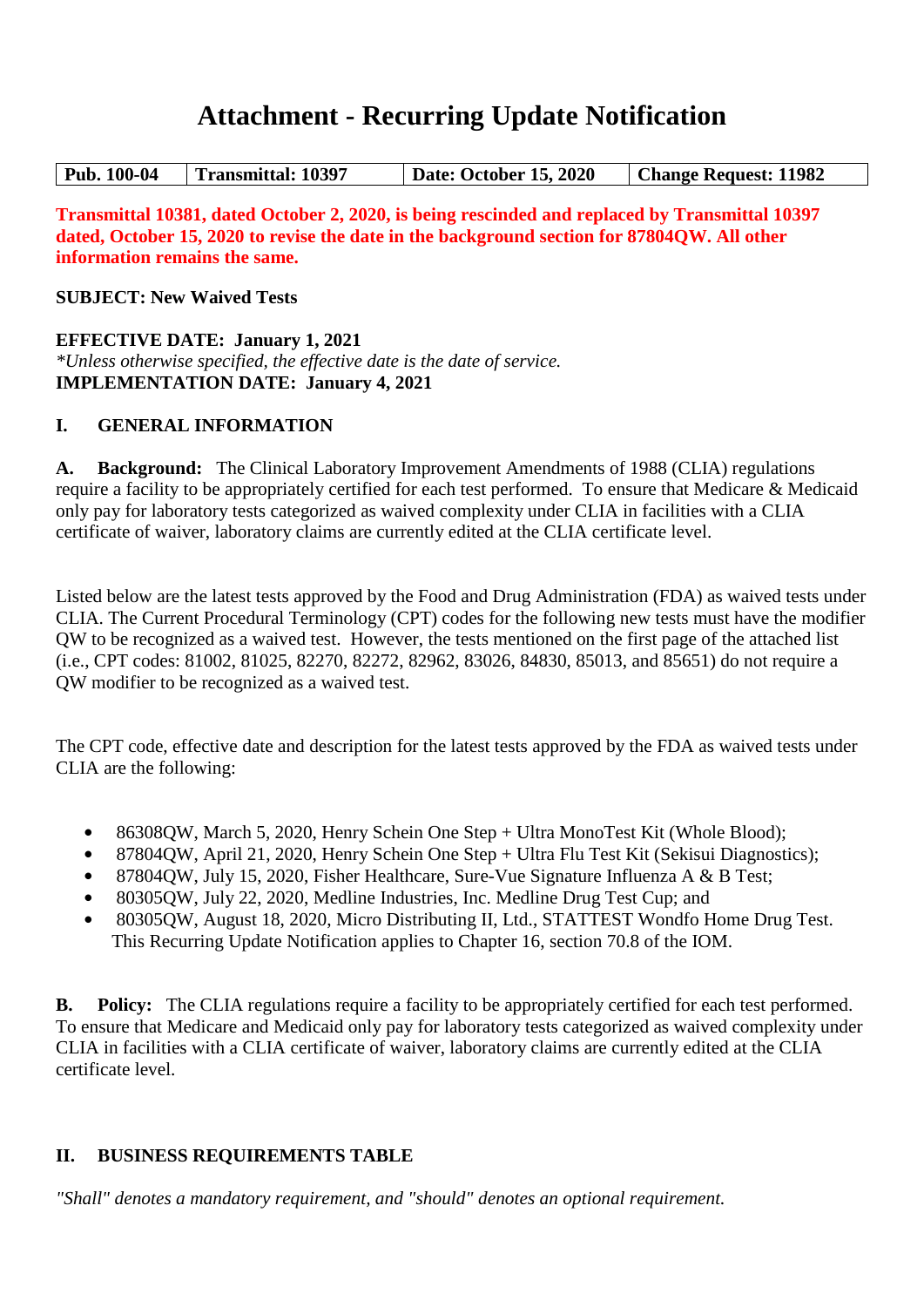# Attachment - Recurring Update Notification

| Pub. 100-04 | Transmittal: 10397 | Date: October 15, 2020 | Change Request: 11982 |
|---|---|---|---|

**Transmittal 10381, dated October 2, 2020, is being rescinded and replaced by Transmittal 10397 dated, October 15, 2020 to revise the date in the background section for 87804QW. All other information remains the same.**

**SUBJECT: New Waived Tests**

**EFFECTIVE DATE: January 1, 2021**
*\*Unless otherwise specified, the effective date is the date of service.*
**IMPLEMENTATION DATE: January 4, 2021**

## I. GENERAL INFORMATION

**A. Background:** The Clinical Laboratory Improvement Amendments of 1988 (CLIA) regulations require a facility to be appropriately certified for each test performed. To ensure that Medicare & Medicaid only pay for laboratory tests categorized as waived complexity under CLIA in facilities with a CLIA certificate of waiver, laboratory claims are currently edited at the CLIA certificate level.

Listed below are the latest tests approved by the Food and Drug Administration (FDA) as waived tests under CLIA. The Current Procedural Terminology (CPT) codes for the following new tests must have the modifier QW to be recognized as a waived test. However, the tests mentioned on the first page of the attached list (i.e., CPT codes: 81002, 81025, 82270, 82272, 82962, 83026, 84830, 85013, and 85651) do not require a QW modifier to be recognized as a waived test.

The CPT code, effective date and description for the latest tests approved by the FDA as waived tests under CLIA are the following:

- 86308QW, March 5, 2020, Henry Schein One Step + Ultra MonoTest Kit (Whole Blood);
- 87804QW, April 21, 2020, Henry Schein One Step + Ultra Flu Test Kit (Sekisui Diagnostics);
- 87804QW, July 15, 2020, Fisher Healthcare, Sure-Vue Signature Influenza A & B Test;
- 80305QW, July 22, 2020, Medline Industries, Inc. Medline Drug Test Cup; and
- 80305QW, August 18, 2020, Micro Distributing II, Ltd., STATTEST Wondfo Home Drug Test.

This Recurring Update Notification applies to Chapter 16, section 70.8 of the IOM.

**B. Policy:** The CLIA regulations require a facility to be appropriately certified for each test performed. To ensure that Medicare and Medicaid only pay for laboratory tests categorized as waived complexity under CLIA in facilities with a CLIA certificate of waiver, laboratory claims are currently edited at the CLIA certificate level.

## II. BUSINESS REQUIREMENTS TABLE

*"Shall" denotes a mandatory requirement, and "should" denotes an optional requirement.*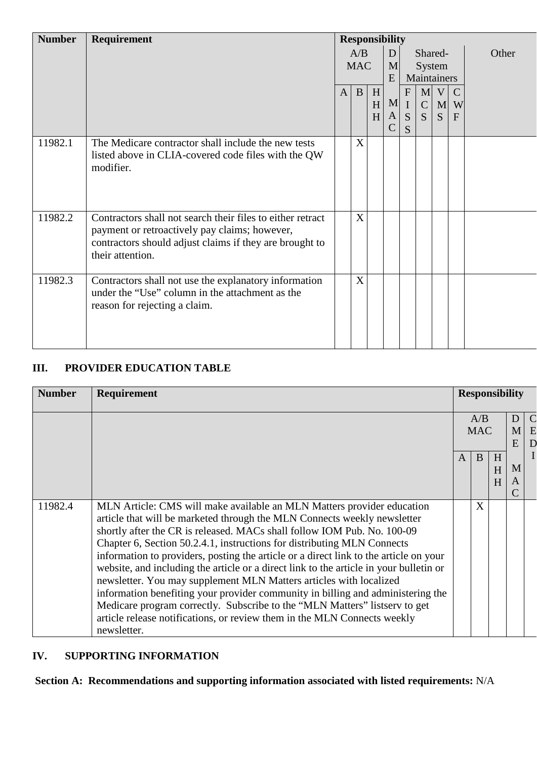| Number | Requirement | Responsibility | | | | | | | | |
|---|---|---|---|---|---|---|---|---|---|---|
| | | A/B MAC | | | DME MAC | Shared-System Maintainers | | | | Other |
| | | A | B | HHH | | FISS | MCS | VMS | CWF | |
| 11982.1 | The Medicare contractor shall include the new tests listed above in CLIA-covered code files with the QW modifier. | | X | | | | | | | |
| 11982.2 | Contractors shall not search their files to either retract payment or retroactively pay claims; however, contractors should adjust claims if they are brought to their attention. | | X | | | | | | | |
| 11982.3 | Contractors shall not use the explanatory information under the "Use" column in the attachment as the reason for rejecting a claim. | | X | | | | | | | |

## III. PROVIDER EDUCATION TABLE

| Number | Requirement | Responsibility | | | | |
|---|---|---|---|---|---|---|
| | | A/B MAC | | | DME MAC | CEDI |
| | | A | B | HHH | | |
| 11982.4 | MLN Article: CMS will make available an MLN Matters provider education article that will be marketed through the MLN Connects weekly newsletter shortly after the CR is released. MACs shall follow IOM Pub. No. 100-09 Chapter 6, Section 50.2.4.1, instructions for distributing MLN Connects information to providers, posting the article or a direct link to the article on your website, and including the article or a direct link to the article in your bulletin or newsletter. You may supplement MLN Matters articles with localized information benefiting your provider community in billing and administering the Medicare program correctly. Subscribe to the "MLN Matters" listserv to get article release notifications, or review them in the MLN Connects weekly newsletter. | | X | | | |

## IV. SUPPORTING INFORMATION

**Section A: Recommendations and supporting information associated with listed requirements:** N/A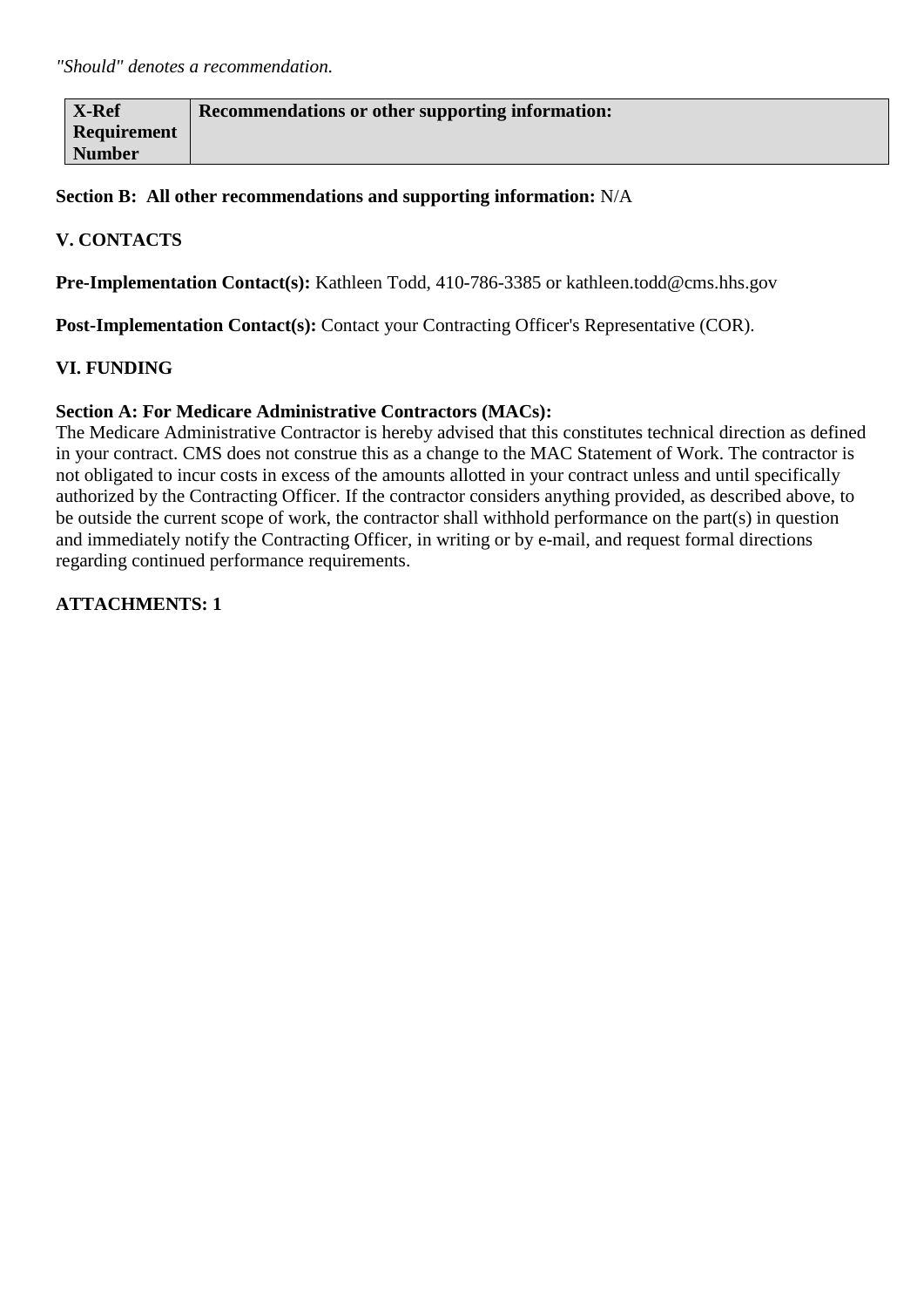*"Should" denotes a recommendation.*

| X-Ref Requirement Number | Recommendations or other supporting information: |
|---|---|

**Section B: All other recommendations and supporting information:** N/A

## V. CONTACTS

**Pre-Implementation Contact(s):** Kathleen Todd, 410-786-3385 or kathleen.todd@cms.hhs.gov

**Post-Implementation Contact(s):** Contact your Contracting Officer's Representative (COR).

## VI. FUNDING

**Section A: For Medicare Administrative Contractors (MACs):**

The Medicare Administrative Contractor is hereby advised that this constitutes technical direction as defined in your contract. CMS does not construe this as a change to the MAC Statement of Work. The contractor is not obligated to incur costs in excess of the amounts allotted in your contract unless and until specifically authorized by the Contracting Officer. If the contractor considers anything provided, as described above, to be outside the current scope of work, the contractor shall withhold performance on the part(s) in question and immediately notify the Contracting Officer, in writing or by e-mail, and request formal directions regarding continued performance requirements.

**ATTACHMENTS: 1**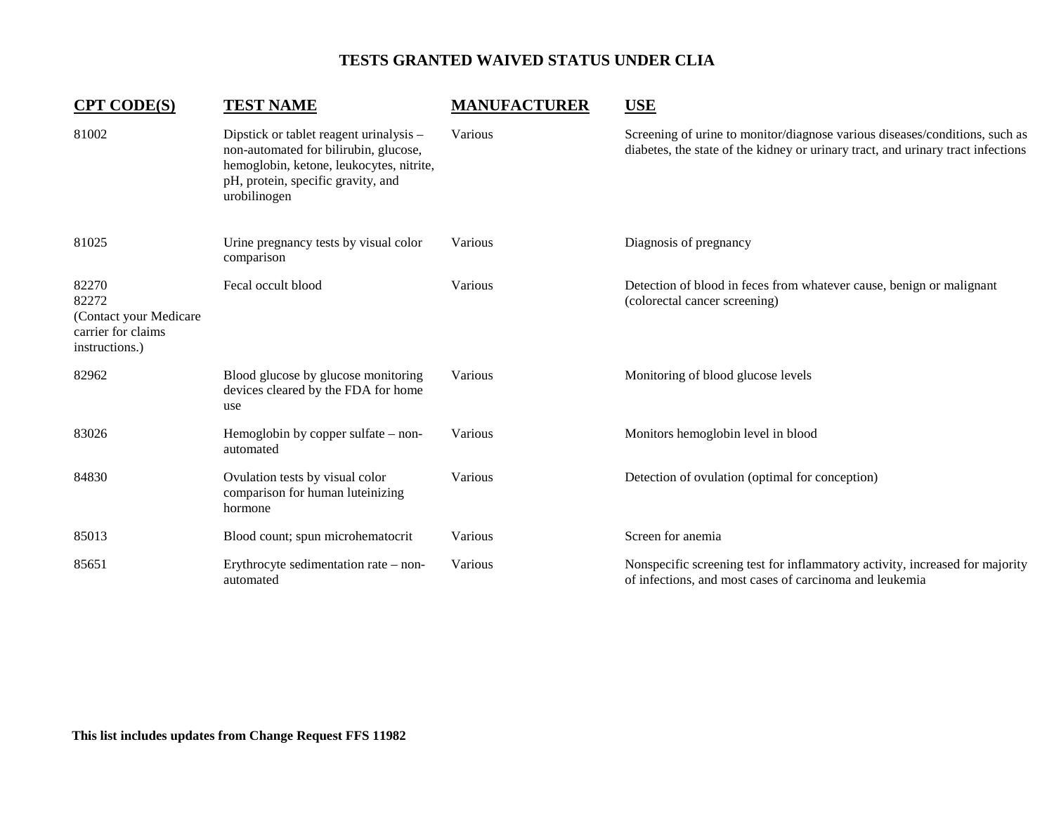# TESTS GRANTED WAIVED STATUS UNDER CLIA

| CPT CODE(S) | TEST NAME | MANUFACTURER | USE |
|---|---|---|---|
| 81002 | Dipstick or tablet reagent urinalysis – non-automated for bilirubin, glucose, hemoglobin, ketone, leukocytes, nitrite, pH, protein, specific gravity, and urobilinogen | Various | Screening of urine to monitor/diagnose various diseases/conditions, such as diabetes, the state of the kidney or urinary tract, and urinary tract infections |
| 81025 | Urine pregnancy tests by visual color comparison | Various | Diagnosis of pregnancy |
| 82270<br>82272<br>(Contact your Medicare carrier for claims instructions.) | Fecal occult blood | Various | Detection of blood in feces from whatever cause, benign or malignant (colorectal cancer screening) |
| 82962 | Blood glucose by glucose monitoring devices cleared by the FDA for home use | Various | Monitoring of blood glucose levels |
| 83026 | Hemoglobin by copper sulfate – non-automated | Various | Monitors hemoglobin level in blood |
| 84830 | Ovulation tests by visual color comparison for human luteinizing hormone | Various | Detection of ovulation (optimal for conception) |
| 85013 | Blood count; spun microhematocrit | Various | Screen for anemia |
| 85651 | Erythrocyte sedimentation rate – non-automated | Various | Nonspecific screening test for inflammatory activity, increased for majority of infections, and most cases of carcinoma and leukemia |

**This list includes updates from Change Request FFS 11982**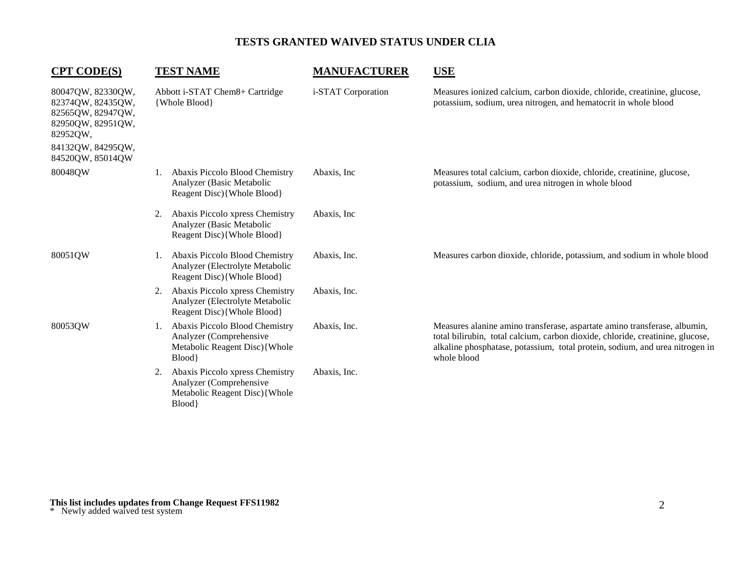# TESTS GRANTED WAIVED STATUS UNDER CLIA

| CPT CODE(S) | TEST NAME | MANUFACTURER | USE |
|---|---|---|---|
| 80047QW, 82330QW, 82374QW, 82435QW, 82565QW, 82947QW, 82950QW, 82951QW, 82952QW, 84132QW, 84295QW, 84520QW, 85014QW | Abbott i-STAT Chem8+ Cartridge {Whole Blood} | i-STAT Corporation | Measures ionized calcium, carbon dioxide, chloride, creatinine, glucose, potassium, sodium, urea nitrogen, and hematocrit in whole blood |
| 80048QW | 1. Abaxis Piccolo Blood Chemistry Analyzer (Basic Metabolic Reagent Disc){Whole Blood} | Abaxis, Inc | Measures total calcium, carbon dioxide, chloride, creatinine, glucose, potassium, sodium, and urea nitrogen in whole blood |
| | 2. Abaxis Piccolo xpress Chemistry Analyzer (Basic Metabolic Reagent Disc){Whole Blood} | Abaxis, Inc | |
| 80051QW | 1. Abaxis Piccolo Blood Chemistry Analyzer (Electrolyte Metabolic Reagent Disc){Whole Blood} | Abaxis, Inc. | Measures carbon dioxide, chloride, potassium, and sodium in whole blood |
| | 2. Abaxis Piccolo xpress Chemistry Analyzer (Electrolyte Metabolic Reagent Disc){Whole Blood} | Abaxis, Inc. | |
| 80053QW | 1. Abaxis Piccolo Blood Chemistry Analyzer (Comprehensive Metabolic Reagent Disc){Whole Blood} | Abaxis, Inc. | Measures alanine amino transferase, aspartate amino transferase, albumin, total bilirubin, total calcium, carbon dioxide, chloride, creatinine, glucose, alkaline phosphatase, potassium, total protein, sodium, and urea nitrogen in whole blood |
| | 2. Abaxis Piccolo xpress Chemistry Analyzer (Comprehensive Metabolic Reagent Disc){Whole Blood} | Abaxis, Inc. | |

**This list includes updates from Change Request FFS11982**

\* Newly added waived test system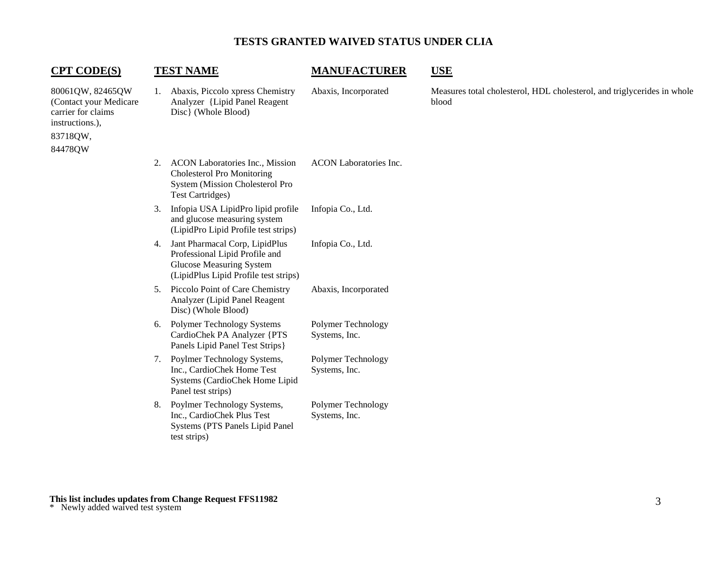# TESTS GRANTED WAIVED STATUS UNDER CLIA

| CPT CODE(S) | TEST NAME | MANUFACTURER | USE |
|---|---|---|---|
| 80061QW, 82465QW (Contact your Medicare carrier for claims instructions.), 83718QW, 84478QW | 1. Abaxis, Piccolo xpress Chemistry Analyzer {Lipid Panel Reagent Disc} (Whole Blood) | Abaxis, Incorporated | Measures total cholesterol, HDL cholesterol, and triglycerides in whole blood |
| | 2. ACON Laboratories Inc., Mission Cholesterol Pro Monitoring System (Mission Cholesterol Pro Test Cartridges) | ACON Laboratories Inc. | |
| | 3. Infopia USA LipidPro lipid profile and glucose measuring system (LipidPro Lipid Profile test strips) | Infopia Co., Ltd. | |
| | 4. Jant Pharmacal Corp, LipidPlus Professional Lipid Profile and Glucose Measuring System (LipidPlus Lipid Profile test strips) | Infopia Co., Ltd. | |
| | 5. Piccolo Point of Care Chemistry Analyzer (Lipid Panel Reagent Disc) (Whole Blood) | Abaxis, Incorporated | |
| | 6. Polymer Technology Systems CardioChek PA Analyzer {PTS Panels Lipid Panel Test Strips} | Polymer Technology Systems, Inc. | |
| | 7. Poylmer Technology Systems, Inc., CardioChek Home Test Systems (CardioChek Home Lipid Panel test strips) | Polymer Technology Systems, Inc. | |
| | 8. Poylmer Technology Systems, Inc., CardioChek Plus Test Systems (PTS Panels Lipid Panel test strips) | Polymer Technology Systems, Inc. | |

**This list includes updates from Change Request FFS11982**

\* Newly added waived test system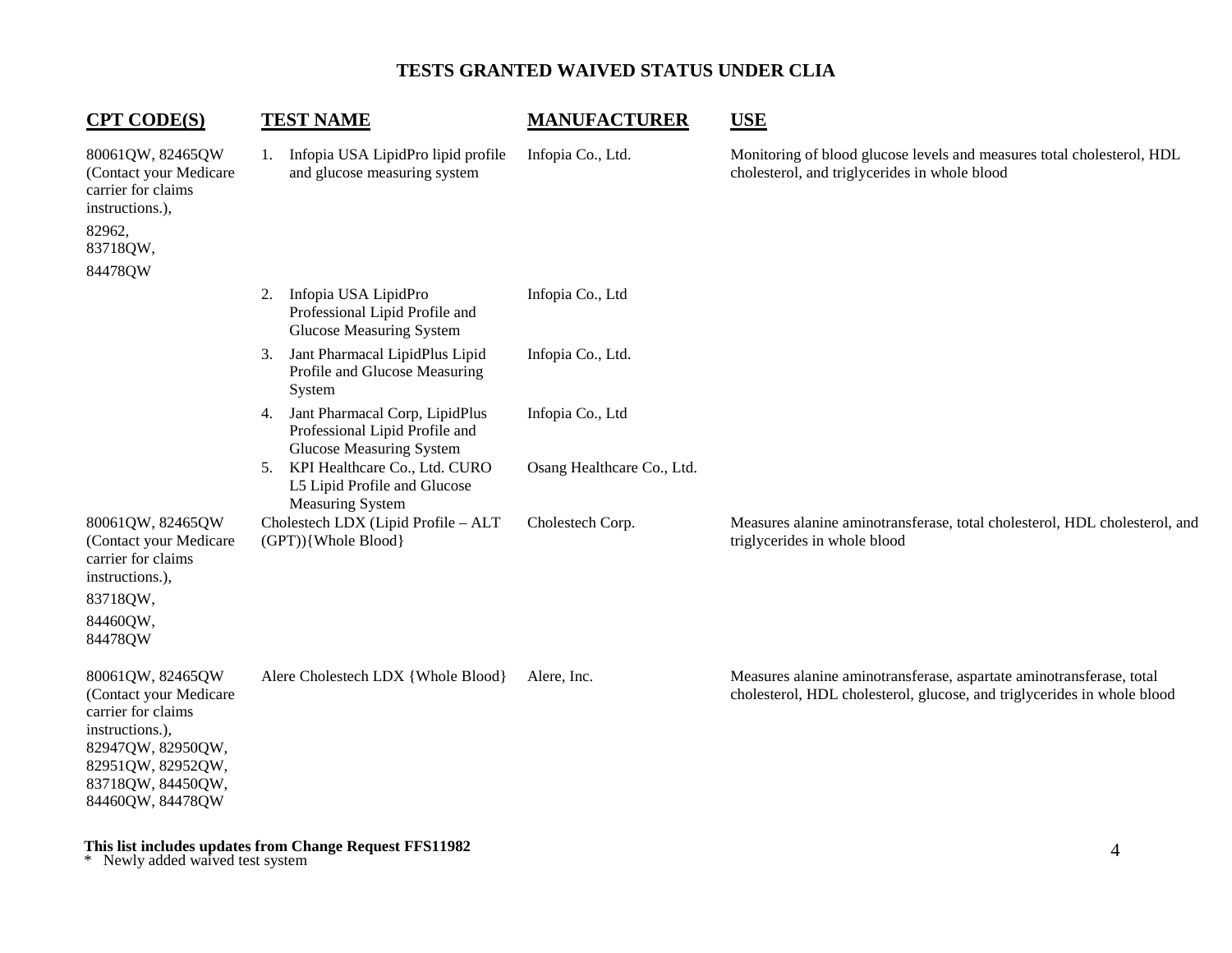## TESTS GRANTED WAIVED STATUS UNDER CLIA

| CPT CODE(S) | TEST NAME | MANUFACTURER | USE |
|---|---|---|---|
| 80061QW, 82465QW (Contact your Medicare carrier for claims instructions.), 82962, 83718QW, 84478QW | 1. Infopia USA LipidPro lipid profile and glucose measuring system | Infopia Co., Ltd. | Monitoring of blood glucose levels and measures total cholesterol, HDL cholesterol, and triglycerides in whole blood |
| | 2. Infopia USA LipidPro Professional Lipid Profile and Glucose Measuring System | Infopia Co., Ltd | |
| | 3. Jant Pharmacal LipidPlus Lipid Profile and Glucose Measuring System | Infopia Co., Ltd. | |
| | 4. Jant Pharmacal Corp, LipidPlus Professional Lipid Profile and Glucose Measuring System | Infopia Co., Ltd | |
| | 5. KPI Healthcare Co., Ltd. CURO L5 Lipid Profile and Glucose Measuring System | Osang Healthcare Co., Ltd. | |
| 80061QW, 82465QW (Contact your Medicare carrier for claims instructions.), 83718QW, 84460QW, 84478QW | Cholestech LDX (Lipid Profile – ALT (GPT)){Whole Blood} | Cholestech Corp. | Measures alanine aminotransferase, total cholesterol, HDL cholesterol, and triglycerides in whole blood |
| 80061QW, 82465QW (Contact your Medicare carrier for claims instructions.), 82947QW, 82950QW, 82951QW, 82952QW, 83718QW, 84450QW, 84460QW, 84478QW | Alere Cholestech LDX {Whole Blood} | Alere, Inc. | Measures alanine aminotransferase, aspartate aminotransferase, total cholesterol, HDL cholesterol, glucose, and triglycerides in whole blood |

**This list includes updates from Change Request FFS11982**

\* Newly added waived test system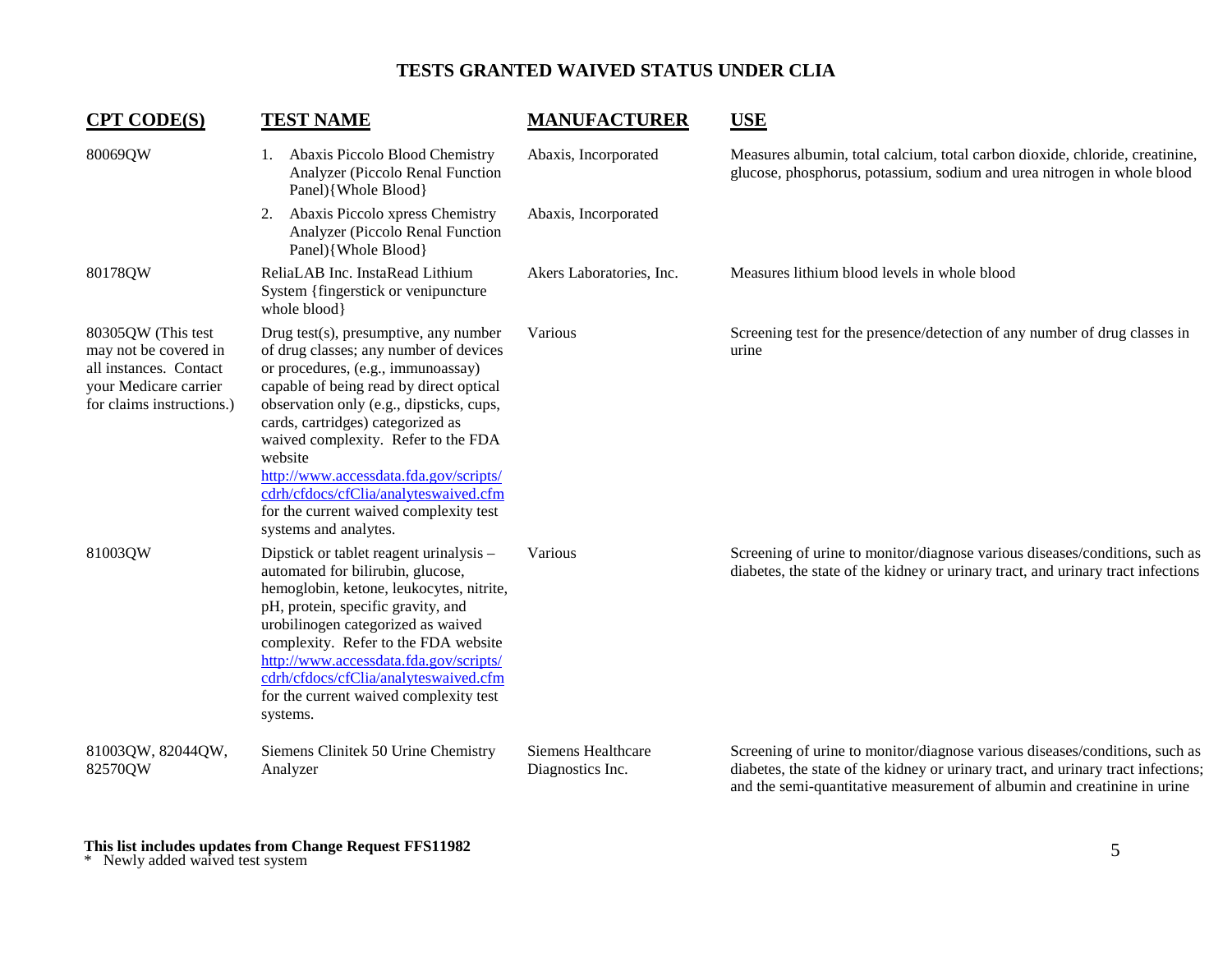# TESTS GRANTED WAIVED STATUS UNDER CLIA

| CPT CODE(S) | TEST NAME | MANUFACTURER | USE |
|---|---|---|---|
| 80069QW | 1. Abaxis Piccolo Blood Chemistry Analyzer (Piccolo Renal Function Panel){Whole Blood} | Abaxis, Incorporated | Measures albumin, total calcium, total carbon dioxide, chloride, creatinine, glucose, phosphorus, potassium, sodium and urea nitrogen in whole blood |
| | 2. Abaxis Piccolo xpress Chemistry Analyzer (Piccolo Renal Function Panel){Whole Blood} | Abaxis, Incorporated | |
| 80178QW | ReliaLAB Inc. InstaRead Lithium System {fingerstick or venipuncture whole blood} | Akers Laboratories, Inc. | Measures lithium blood levels in whole blood |
| 80305QW (This test may not be covered in all instances. Contact your Medicare carrier for claims instructions.) | Drug test(s), presumptive, any number of drug classes; any number of devices or procedures, (e.g., immunoassay) capable of being read by direct optical observation only (e.g., dipsticks, cups, cards, cartridges) categorized as waived complexity. Refer to the FDA website http://www.accessdata.fda.gov/scripts/cdrh/cfdocs/cfClia/analyteswaived.cfm for the current waived complexity test systems and analytes. | Various | Screening test for the presence/detection of any number of drug classes in urine |
| 81003QW | Dipstick or tablet reagent urinalysis – automated for bilirubin, glucose, hemoglobin, ketone, leukocytes, nitrite, pH, protein, specific gravity, and urobilinogen categorized as waived complexity. Refer to the FDA website http://www.accessdata.fda.gov/scripts/cdrh/cfdocs/cfClia/analyteswaived.cfm for the current waived complexity test systems. | Various | Screening of urine to monitor/diagnose various diseases/conditions, such as diabetes, the state of the kidney or urinary tract, and urinary tract infections |
| 81003QW, 82044QW, 82570QW | Siemens Clinitek 50 Urine Chemistry Analyzer | Siemens Healthcare Diagnostics Inc. | Screening of urine to monitor/diagnose various diseases/conditions, such as diabetes, the state of the kidney or urinary tract, and urinary tract infections; and the semi-quantitative measurement of albumin and creatinine in urine |

**This list includes updates from Change Request FFS11982**

\* Newly added waived test system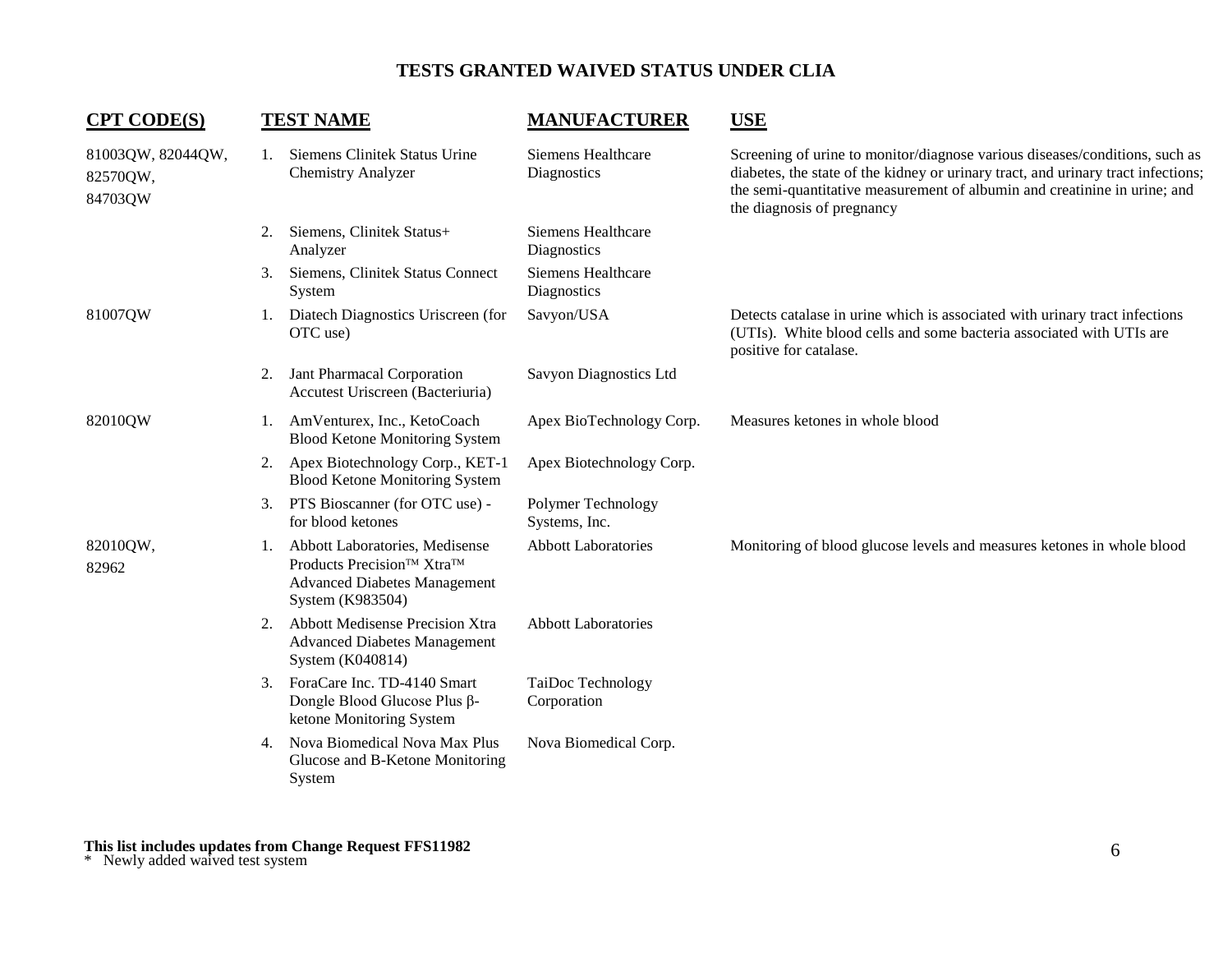## TESTS GRANTED WAIVED STATUS UNDER CLIA

| CPT CODE(S) | TEST NAME | MANUFACTURER | USE |
| --- | --- | --- | --- |
| 81003QW, 82044QW, 82570QW, 84703QW | 1. Siemens Clinitek Status Urine Chemistry Analyzer | Siemens Healthcare Diagnostics | Screening of urine to monitor/diagnose various diseases/conditions, such as diabetes, the state of the kidney or urinary tract, and urinary tract infections; the semi-quantitative measurement of albumin and creatinine in urine; and the diagnosis of pregnancy |
| | 2. Siemens, Clinitek Status+ Analyzer | Siemens Healthcare Diagnostics | |
| | 3. Siemens, Clinitek Status Connect System | Siemens Healthcare Diagnostics | |
| 81007QW | 1. Diatech Diagnostics Uriscreen (for OTC use) | Savyon/USA | Detects catalase in urine which is associated with urinary tract infections (UTIs). White blood cells and some bacteria associated with UTIs are positive for catalase. |
| | 2. Jant Pharmacal Corporation Accutest Uriscreen (Bacteriuria) | Savyon Diagnostics Ltd | |
| 82010QW | 1. AmVenturex, Inc., KetoCoach Blood Ketone Monitoring System | Apex BioTechnology Corp. | Measures ketones in whole blood |
| | 2. Apex Biotechnology Corp., KET-1 Blood Ketone Monitoring System | Apex Biotechnology Corp. | |
| | 3. PTS Bioscanner (for OTC use) - for blood ketones | Polymer Technology Systems, Inc. | |
| 82010QW, 82962 | 1. Abbott Laboratories, Medisense Products Precision™ Xtra™ Advanced Diabetes Management System (K983504) | Abbott Laboratories | Monitoring of blood glucose levels and measures ketones in whole blood |
| | 2. Abbott Medisense Precision Xtra Advanced Diabetes Management System (K040814) | Abbott Laboratories | |
| | 3. ForaCare Inc. TD-4140 Smart Dongle Blood Glucose Plus β-ketone Monitoring System | TaiDoc Technology Corporation | |
| | 4. Nova Biomedical Nova Max Plus Glucose and B-Ketone Monitoring System | Nova Biomedical Corp. | |

**This list includes updates from Change Request FFS11982**

\* Newly added waived test system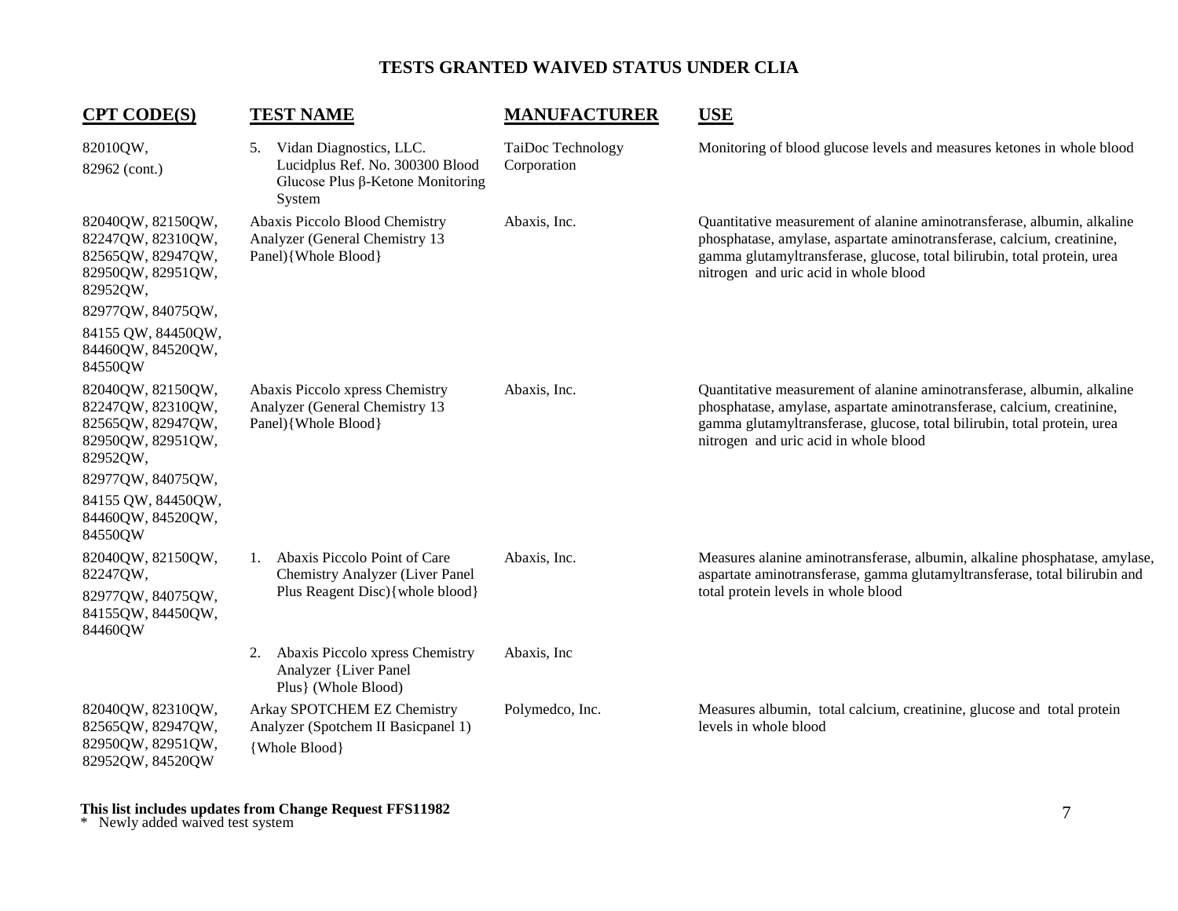# TESTS GRANTED WAIVED STATUS UNDER CLIA

| CPT CODE(S) | TEST NAME | MANUFACTURER | USE |
|---|---|---|---|
| 82010QW, 82962 (cont.) | 5. Vidan Diagnostics, LLC. Lucidplus Ref. No. 300300 Blood Glucose Plus β-Ketone Monitoring System | TaiDoc Technology Corporation | Monitoring of blood glucose levels and measures ketones in whole blood |
| 82040QW, 82150QW, 82247QW, 82310QW, 82565QW, 82947QW, 82950QW, 82951QW, 82952QW, 82977QW, 84075QW, 84155 QW, 84450QW, 84460QW, 84520QW, 84550QW | Abaxis Piccolo Blood Chemistry Analyzer (General Chemistry 13 Panel){Whole Blood} | Abaxis, Inc. | Quantitative measurement of alanine aminotransferase, albumin, alkaline phosphatase, amylase, aspartate aminotransferase, calcium, creatinine, gamma glutamyltransferase, glucose, total bilirubin, total protein, urea nitrogen and uric acid in whole blood |
| 82040QW, 82150QW, 82247QW, 82310QW, 82565QW, 82947QW, 82950QW, 82951QW, 82952QW, 82977QW, 84075QW, 84155 QW, 84450QW, 84460QW, 84520QW, 84550QW | Abaxis Piccolo xpress Chemistry Analyzer (General Chemistry 13 Panel){Whole Blood} | Abaxis, Inc. | Quantitative measurement of alanine aminotransferase, albumin, alkaline phosphatase, amylase, aspartate aminotransferase, calcium, creatinine, gamma glutamyltransferase, glucose, total bilirubin, total protein, urea nitrogen and uric acid in whole blood |
| 82040QW, 82150QW, 82247QW, 82977QW, 84075QW, 84155QW, 84450QW, 84460QW | 1. Abaxis Piccolo Point of Care Chemistry Analyzer (Liver Panel Plus Reagent Disc){whole blood} | Abaxis, Inc. | Measures alanine aminotransferase, albumin, alkaline phosphatase, amylase, aspartate aminotransferase, gamma glutamyltransferase, total bilirubin and total protein levels in whole blood |
| | 2. Abaxis Piccolo xpress Chemistry Analyzer {Liver Panel Plus} (Whole Blood) | Abaxis, Inc | |
| 82040QW, 82310QW, 82565QW, 82947QW, 82950QW, 82951QW, 82952QW, 84520QW | Arkay SPOTCHEM EZ Chemistry Analyzer (Spotchem II Basicpanel 1) {Whole Blood} | Polymedco, Inc. | Measures albumin, total calcium, creatinine, glucose and total protein levels in whole blood |

**This list includes updates from Change Request FFS11982**

* Newly added waived test system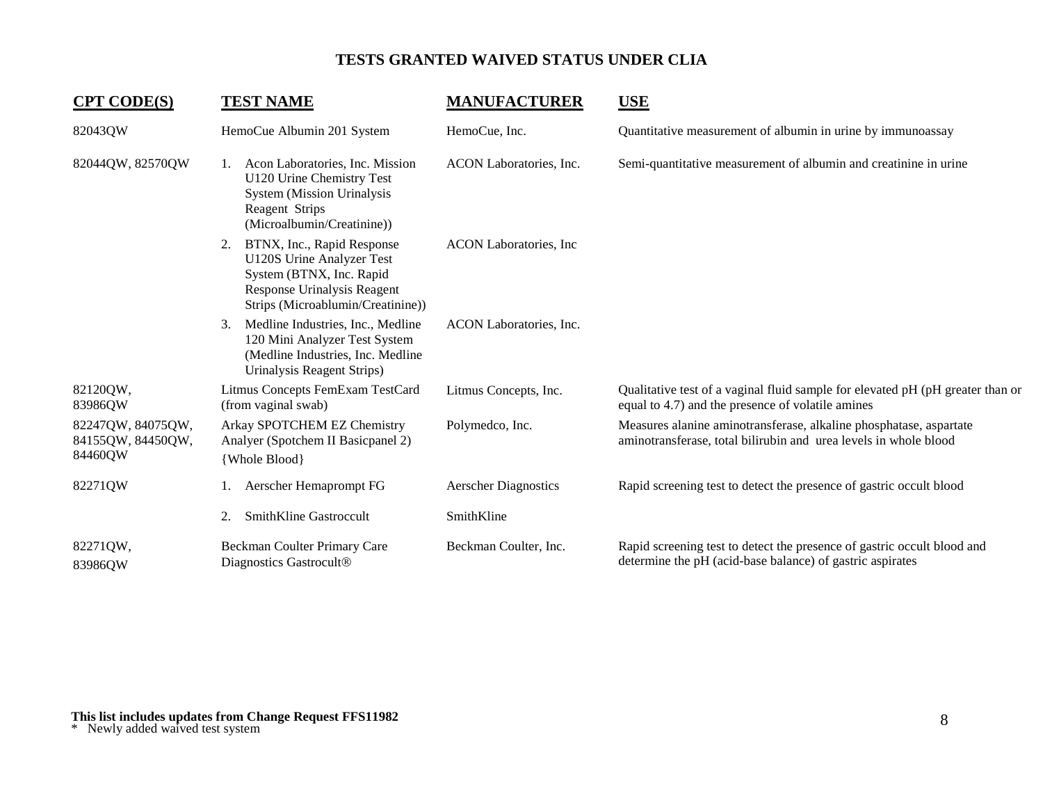# TESTS GRANTED WAIVED STATUS UNDER CLIA

| CPT CODE(S) | TEST NAME | MANUFACTURER | USE |
|---|---|---|---|
| 82043QW | HemoCue Albumin 201 System | HemoCue, Inc. | Quantitative measurement of albumin in urine by immunoassay |
| 82044QW, 82570QW | 1. Acon Laboratories, Inc. Mission U120 Urine Chemistry Test System (Mission Urinalysis Reagent Strips (Microalbumin/Creatinine)) | ACON Laboratories, Inc. | Semi-quantitative measurement of albumin and creatinine in urine |
| | 2. BTNX, Inc., Rapid Response U120S Urine Analyzer Test System (BTNX, Inc. Rapid Response Urinalysis Reagent Strips (Microablumin/Creatinine)) | ACON Laboratories, Inc | |
| | 3. Medline Industries, Inc., Medline 120 Mini Analyzer Test System (Medline Industries, Inc. Medline Urinalysis Reagent Strips) | ACON Laboratories, Inc. | |
| 82120QW, 83986QW | Litmus Concepts FemExam TestCard (from vaginal swab) | Litmus Concepts, Inc. | Qualitative test of a vaginal fluid sample for elevated pH (pH greater than or equal to 4.7) and the presence of volatile amines |
| 82247QW, 84075QW, 84155QW, 84450QW, 84460QW | Arkay SPOTCHEM EZ Chemistry Analyer (Spotchem II Basicpanel 2) {Whole Blood} | Polymedco, Inc. | Measures alanine aminotransferase, alkaline phosphatase, aspartate aminotransferase, total bilirubin and urea levels in whole blood |
| 82271QW | 1. Aerscher Hemaprompt FG | Aerscher Diagnostics | Rapid screening test to detect the presence of gastric occult blood |
| | 2. SmithKline Gastroccult | SmithKline | |
| 82271QW, 83986QW | Beckman Coulter Primary Care Diagnostics Gastrocult® | Beckman Coulter, Inc. | Rapid screening test to detect the presence of gastric occult blood and determine the pH (acid-base balance) of gastric aspirates |

**This list includes updates from Change Request FFS11982**
\* Newly added waived test system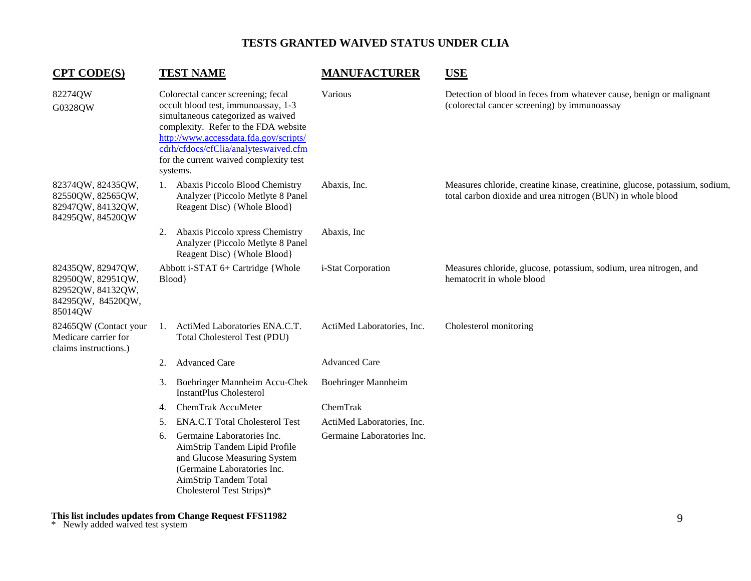# TESTS GRANTED WAIVED STATUS UNDER CLIA

| CPT CODE(S) | TEST NAME | MANUFACTURER | USE |
|---|---|---|---|
| 82274QW<br>G0328QW | Colorectal cancer screening; fecal occult blood test, immunoassay, 1-3 simultaneous categorized as waived complexity. Refer to the FDA website http://www.accessdata.fda.gov/scripts/cdrh/cfdocs/cfClia/analyteswaived.cfm for the current waived complexity test systems. | Various | Detection of blood in feces from whatever cause, benign or malignant (colorectal cancer screening) by immunoassay |
| 82374QW, 82435QW, 82550QW, 82565QW, 82947QW, 84132QW, 84295QW, 84520QW | 1. Abaxis Piccolo Blood Chemistry Analyzer (Piccolo Metlyte 8 Panel Reagent Disc) {Whole Blood} | Abaxis, Inc. | Measures chloride, creatine kinase, creatinine, glucose, potassium, sodium, total carbon dioxide and urea nitrogen (BUN) in whole blood |
| | 2. Abaxis Piccolo xpress Chemistry Analyzer (Piccolo Metlyte 8 Panel Reagent Disc) {Whole Blood} | Abaxis, Inc | |
| 82435QW, 82947QW, 82950QW, 82951QW, 82952QW, 84132QW, 84295QW, 84520QW, 85014QW | Abbott i-STAT 6+ Cartridge {Whole Blood} | i-Stat Corporation | Measures chloride, glucose, potassium, sodium, urea nitrogen, and hematocrit in whole blood |
| 82465QW (Contact your Medicare carrier for claims instructions.) | 1. ActiMed Laboratories ENA.C.T. Total Cholesterol Test (PDU) | ActiMed Laboratories, Inc. | Cholesterol monitoring |
| | 2. Advanced Care | Advanced Care | |
| | 3. Boehringer Mannheim Accu-Chek InstantPlus Cholesterol | Boehringer Mannheim | |
| | 4. ChemTrak AccuMeter | ChemTrak | |
| | 5. ENA.C.T Total Cholesterol Test | ActiMed Laboratories, Inc. | |
| | 6. Germaine Laboratories Inc. AimStrip Tandem Lipid Profile and Glucose Measuring System (Germaine Laboratories Inc. AimStrip Tandem Total Cholesterol Test Strips)* | Germaine Laboratories Inc. | |

**This list includes updates from Change Request FFS11982**

\* Newly added waived test system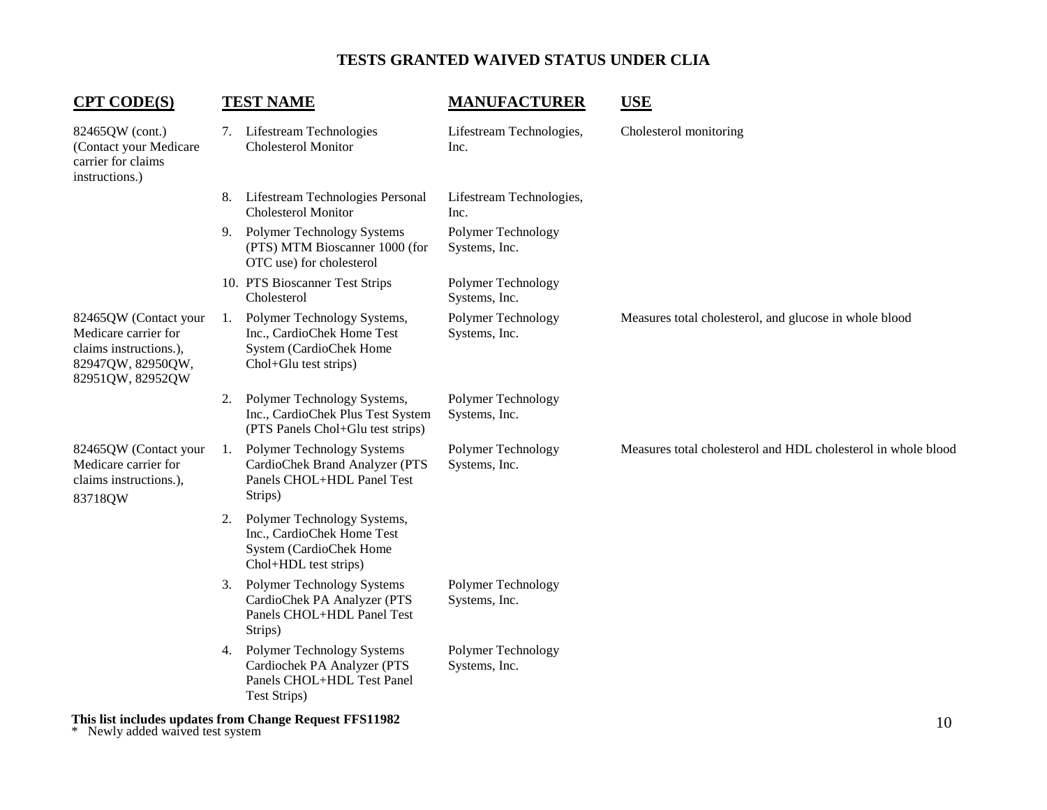# TESTS GRANTED WAIVED STATUS UNDER CLIA

| CPT CODE(S) | TEST NAME | MANUFACTURER | USE |
|---|---|---|---|
| 82465QW (cont.) (Contact your Medicare carrier for claims instructions.) | 7. Lifestream Technologies Cholesterol Monitor | Lifestream Technologies, Inc. | Cholesterol monitoring |
| | 8. Lifestream Technologies Personal Cholesterol Monitor | Lifestream Technologies, Inc. | |
| | 9. Polymer Technology Systems (PTS) MTM Bioscanner 1000 (for OTC use) for cholesterol | Polymer Technology Systems, Inc. | |
| | 10. PTS Bioscanner Test Strips Cholesterol | Polymer Technology Systems, Inc. | |
| 82465QW (Contact your Medicare carrier for claims instructions.), 82947QW, 82950QW, 82951QW, 82952QW | 1. Polymer Technology Systems, Inc., CardioChek Home Test System (CardioChek Home Chol+Glu test strips) | Polymer Technology Systems, Inc. | Measures total cholesterol, and glucose in whole blood |
| | 2. Polymer Technology Systems, Inc., CardioChek Plus Test System (PTS Panels Chol+Glu test strips) | Polymer Technology Systems, Inc. | |
| 82465QW (Contact your Medicare carrier for claims instructions.), 83718QW | 1. Polymer Technology Systems CardioChek Brand Analyzer (PTS Panels CHOL+HDL Panel Test Strips) | Polymer Technology Systems, Inc. | Measures total cholesterol and HDL cholesterol in whole blood |
| | 2. Polymer Technology Systems, Inc., CardioChek Home Test System (CardioChek Home Chol+HDL test strips) | | |
| | 3. Polymer Technology Systems CardioChek PA Analyzer (PTS Panels CHOL+HDL Panel Test Strips) | Polymer Technology Systems, Inc. | |
| | 4. Polymer Technology Systems Cardiochek PA Analyzer (PTS Panels CHOL+HDL Test Panel Test Strips) | Polymer Technology Systems, Inc. | |

**This list includes updates from Change Request FFS11982**

\* Newly added waived test system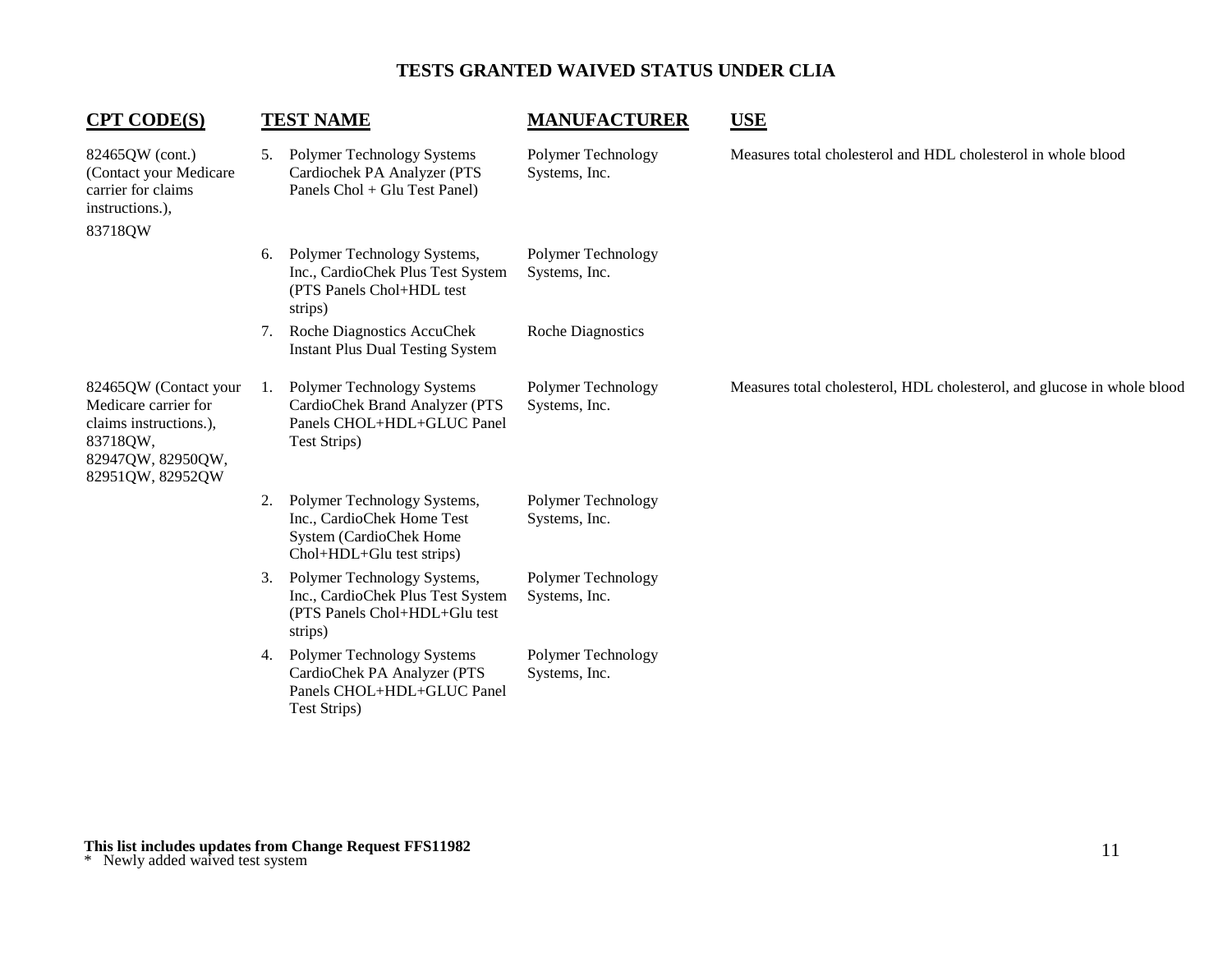# TESTS GRANTED WAIVED STATUS UNDER CLIA

| CPT CODE(S) | TEST NAME | MANUFACTURER | USE |
|---|---|---|---|
| 82465QW (cont.) (Contact your Medicare carrier for claims instructions.), 83718QW | 5. Polymer Technology Systems Cardiochek PA Analyzer (PTS Panels Chol + Glu Test Panel) | Polymer Technology Systems, Inc. | Measures total cholesterol and HDL cholesterol in whole blood |
| | 6. Polymer Technology Systems, Inc., CardioChek Plus Test System (PTS Panels Chol+HDL test strips) | Polymer Technology Systems, Inc. | |
| | 7. Roche Diagnostics AccuChek Instant Plus Dual Testing System | Roche Diagnostics | |
| 82465QW (Contact your Medicare carrier for claims instructions.), 83718QW, 82947QW, 82950QW, 82951QW, 82952QW | 1. Polymer Technology Systems CardioChek Brand Analyzer (PTS Panels CHOL+HDL+GLUC Panel Test Strips) | Polymer Technology Systems, Inc. | Measures total cholesterol, HDL cholesterol, and glucose in whole blood |
| | 2. Polymer Technology Systems, Inc., CardioChek Home Test System (CardioChek Home Chol+HDL+Glu test strips) | Polymer Technology Systems, Inc. | |
| | 3. Polymer Technology Systems, Inc., CardioChek Plus Test System (PTS Panels Chol+HDL+Glu test strips) | Polymer Technology Systems, Inc. | |
| | 4. Polymer Technology Systems CardioChek PA Analyzer (PTS Panels CHOL+HDL+GLUC Panel Test Strips) | Polymer Technology Systems, Inc. | |

**This list includes updates from Change Request FFS11982**

\* Newly added waived test system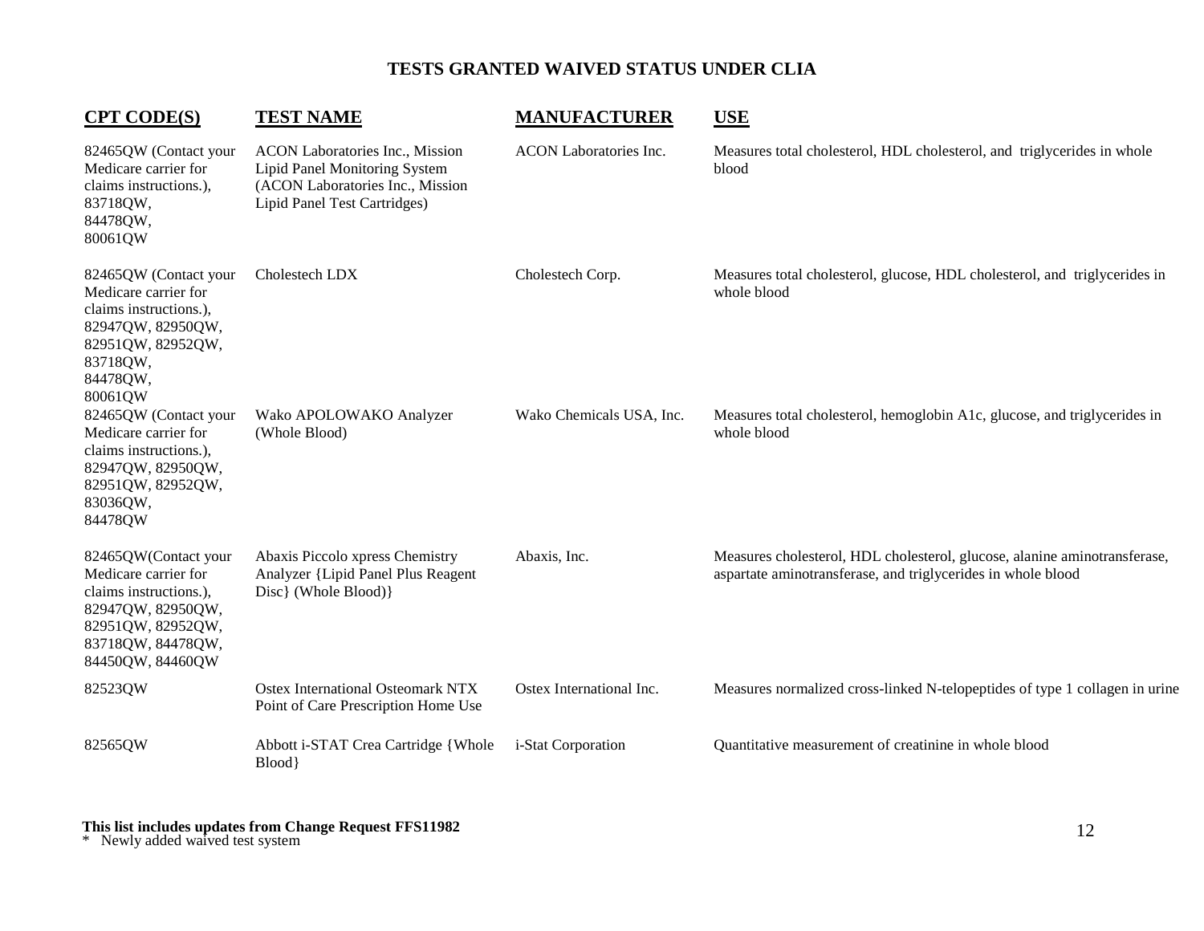# TESTS GRANTED WAIVED STATUS UNDER CLIA

| CPT CODE(S) | TEST NAME | MANUFACTURER | USE |
|---|---|---|---|
| 82465QW (Contact your Medicare carrier for claims instructions.), 83718QW, 84478QW, 80061QW | ACON Laboratories Inc., Mission Lipid Panel Monitoring System (ACON Laboratories Inc., Mission Lipid Panel Test Cartridges) | ACON Laboratories Inc. | Measures total cholesterol, HDL cholesterol, and triglycerides in whole blood |
| 82465QW (Contact your Medicare carrier for claims instructions.), 82947QW, 82950QW, 82951QW, 82952QW, 83718QW, 84478QW, 80061QW | Cholestech LDX | Cholestech Corp. | Measures total cholesterol, glucose, HDL cholesterol, and triglycerides in whole blood |
| 82465QW (Contact your Medicare carrier for claims instructions.), 82947QW, 82950QW, 82951QW, 82952QW, 83036QW, 84478QW | Wako APOLOWAKO Analyzer (Whole Blood) | Wako Chemicals USA, Inc. | Measures total cholesterol, hemoglobin A1c, glucose, and triglycerides in whole blood |
| 82465QW(Contact your Medicare carrier for claims instructions.), 82947QW, 82950QW, 82951QW, 82952QW, 83718QW, 84478QW, 84450QW, 84460QW | Abaxis Piccolo xpress Chemistry Analyzer {Lipid Panel Plus Reagent Disc} (Whole Blood)} | Abaxis, Inc. | Measures cholesterol, HDL cholesterol, glucose, alanine aminotransferase, aspartate aminotransferase, and triglycerides in whole blood |
| 82523QW | Ostex International Osteomark NTX Point of Care Prescription Home Use | Ostex International Inc. | Measures normalized cross-linked N-telopeptides of type 1 collagen in urine |
| 82565QW | Abbott i-STAT Crea Cartridge {Whole Blood} | i-Stat Corporation | Quantitative measurement of creatinine in whole blood |

**This list includes updates from Change Request FFS11982**

\* Newly added waived test system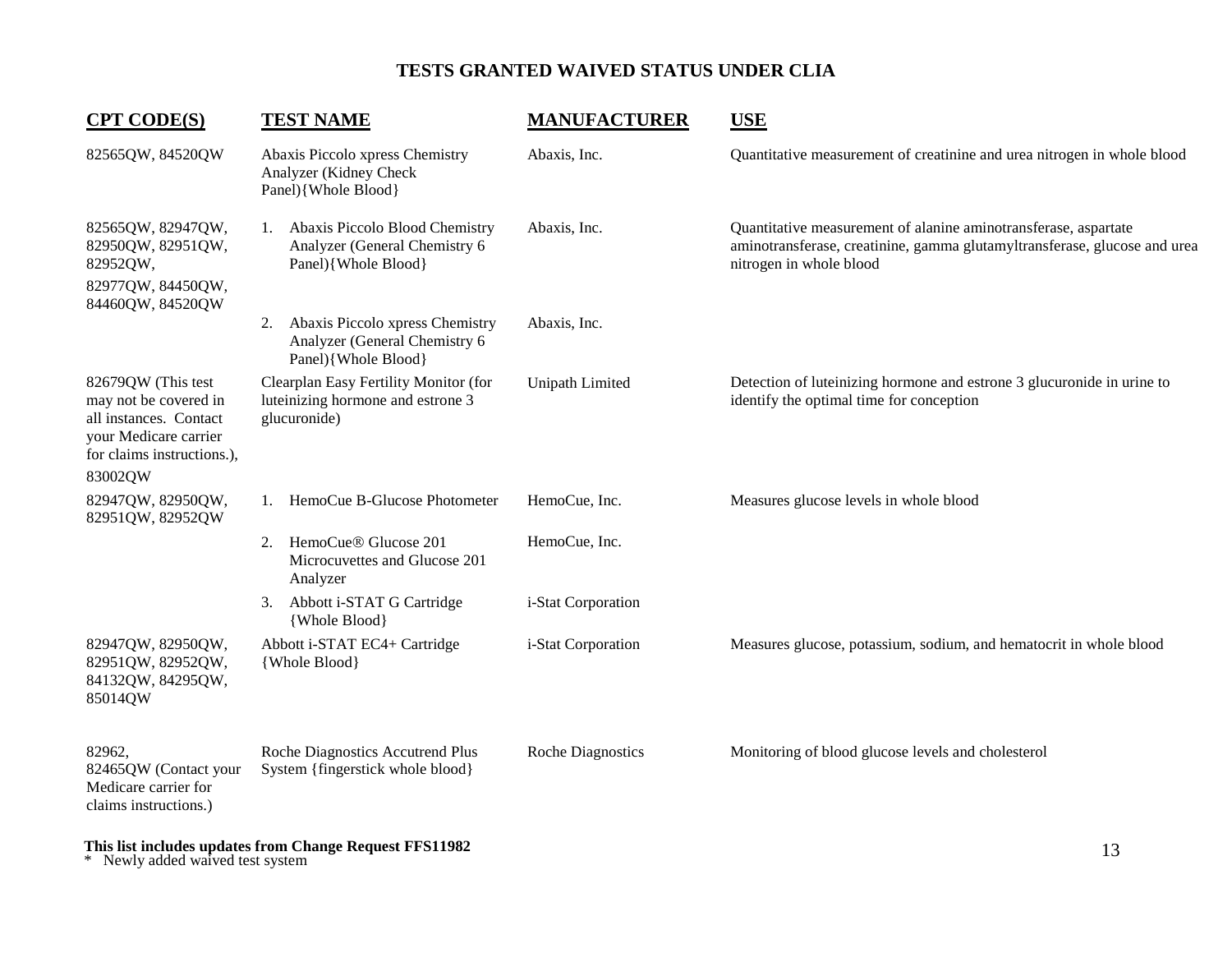## TESTS GRANTED WAIVED STATUS UNDER CLIA

| CPT CODE(S) | TEST NAME | MANUFACTURER | USE |
|---|---|---|---|
| 82565QW, 84520QW | Abaxis Piccolo xpress Chemistry Analyzer (Kidney Check Panel){Whole Blood} | Abaxis, Inc. | Quantitative measurement of creatinine and urea nitrogen in whole blood |
| 82565QW, 82947QW, 82950QW, 82951QW, 82952QW, 82977QW, 84450QW, 84460QW, 84520QW | 1. Abaxis Piccolo Blood Chemistry Analyzer (General Chemistry 6 Panel){Whole Blood} | Abaxis, Inc. | Quantitative measurement of alanine aminotransferase, aspartate aminotransferase, creatinine, gamma glutamyltransferase, glucose and urea nitrogen in whole blood |
| | 2. Abaxis Piccolo xpress Chemistry Analyzer (General Chemistry 6 Panel){Whole Blood} | Abaxis, Inc. | |
| 82679QW (This test may not be covered in all instances. Contact your Medicare carrier for claims instructions.), 83002QW | Clearplan Easy Fertility Monitor (for luteinizing hormone and estrone 3 glucuronide) | Unipath Limited | Detection of luteinizing hormone and estrone 3 glucuronide in urine to identify the optimal time for conception |
| 82947QW, 82950QW, 82951QW, 82952QW | 1. HemoCue B-Glucose Photometer | HemoCue, Inc. | Measures glucose levels in whole blood |
| | 2. HemoCue® Glucose 201 Microcuvettes and Glucose 201 Analyzer | HemoCue, Inc. | |
| | 3. Abbott i-STAT G Cartridge {Whole Blood} | i-Stat Corporation | |
| 82947QW, 82950QW, 82951QW, 82952QW, 84132QW, 84295QW, 85014QW | Abbott i-STAT EC4+ Cartridge {Whole Blood} | i-Stat Corporation | Measures glucose, potassium, sodium, and hematocrit in whole blood |
| 82962, 82465QW (Contact your Medicare carrier for claims instructions.) | Roche Diagnostics Accutrend Plus System {fingerstick whole blood} | Roche Diagnostics | Monitoring of blood glucose levels and cholesterol |

**This list includes updates from Change Request FFS11982**

\* Newly added waived test system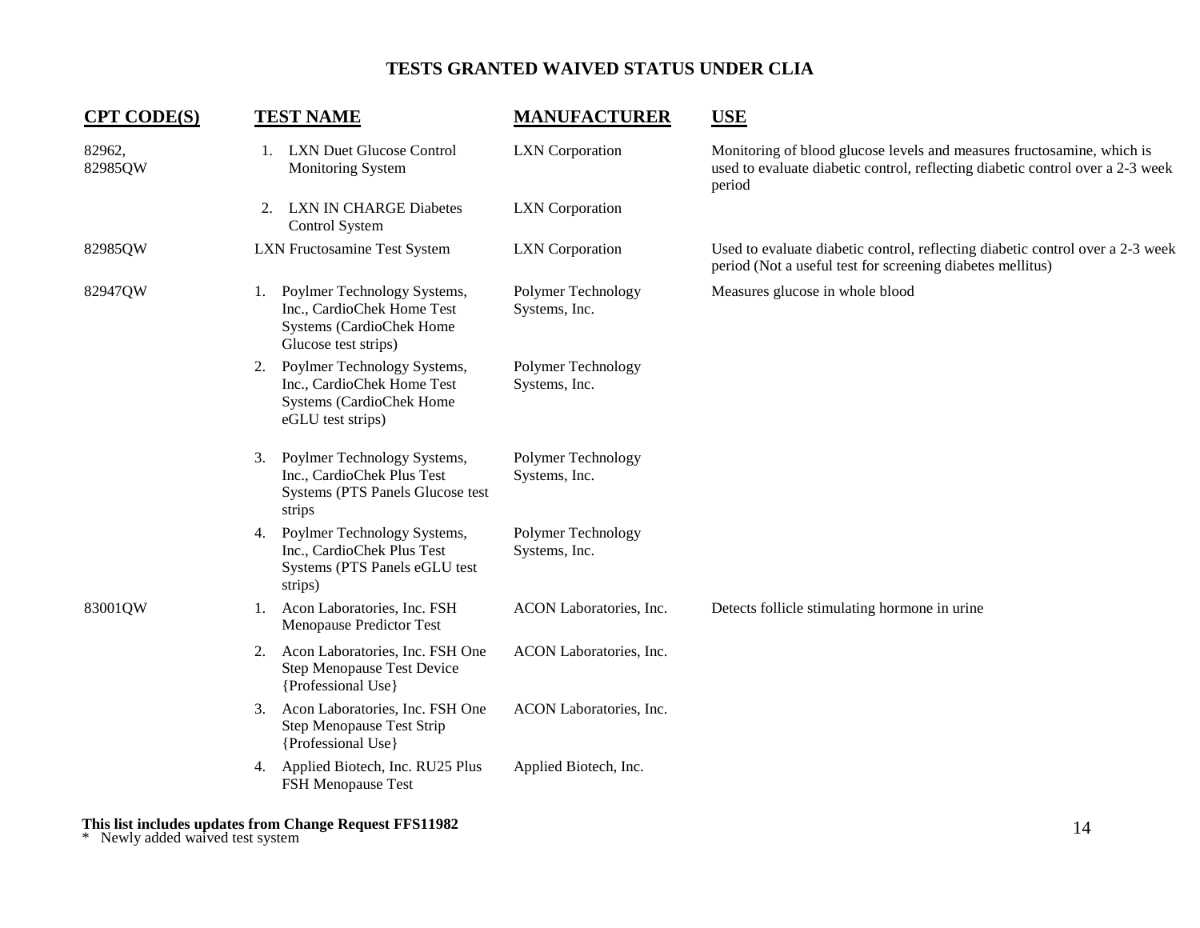# TESTS GRANTED WAIVED STATUS UNDER CLIA

| CPT CODE(S) | TEST NAME | MANUFACTURER | USE |
|---|---|---|---|
| 82962, 82985QW | 1. LXN Duet Glucose Control Monitoring System | LXN Corporation | Monitoring of blood glucose levels and measures fructosamine, which is used to evaluate diabetic control, reflecting diabetic control over a 2-3 week period |
| | 2. LXN IN CHARGE Diabetes Control System | LXN Corporation | |
| 82985QW | LXN Fructosamine Test System | LXN Corporation | Used to evaluate diabetic control, reflecting diabetic control over a 2-3 week period (Not a useful test for screening diabetes mellitus) |
| 82947QW | 1. Poylmer Technology Systems, Inc., CardioChek Home Test Systems (CardioChek Home Glucose test strips) | Polymer Technology Systems, Inc. | Measures glucose in whole blood |
| | 2. Poylmer Technology Systems, Inc., CardioChek Home Test Systems (CardioChek Home eGLU test strips) | Polymer Technology Systems, Inc. | |
| | 3. Poylmer Technology Systems, Inc., CardioChek Plus Test Systems (PTS Panels Glucose test strips | Polymer Technology Systems, Inc. | |
| | 4. Poylmer Technology Systems, Inc., CardioChek Plus Test Systems (PTS Panels eGLU test strips) | Polymer Technology Systems, Inc. | |
| 83001QW | 1. Acon Laboratories, Inc. FSH Menopause Predictor Test | ACON Laboratories, Inc. | Detects follicle stimulating hormone in urine |
| | 2. Acon Laboratories, Inc. FSH One Step Menopause Test Device {Professional Use} | ACON Laboratories, Inc. | |
| | 3. Acon Laboratories, Inc. FSH One Step Menopause Test Strip {Professional Use} | ACON Laboratories, Inc. | |
| | 4. Applied Biotech, Inc. RU25 Plus FSH Menopause Test | Applied Biotech, Inc. | |

**This list includes updates from Change Request FFS11982**
* Newly added waived test system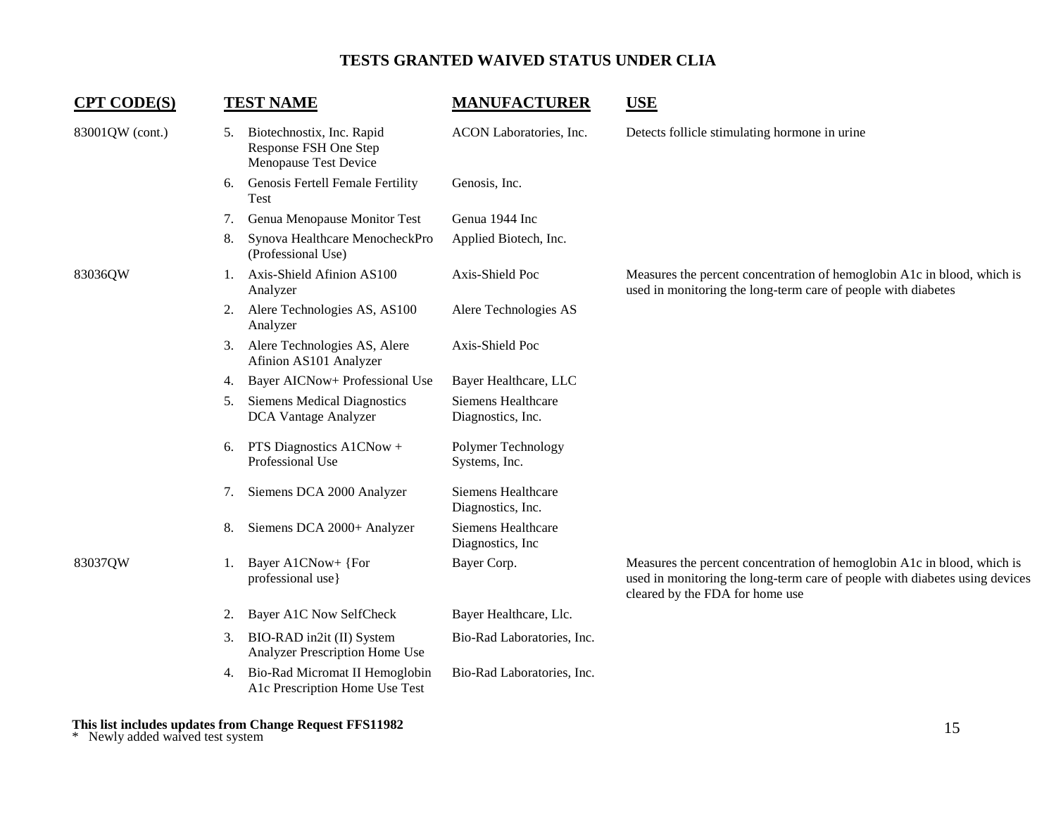# TESTS GRANTED WAIVED STATUS UNDER CLIA

| CPT CODE(S) | TEST NAME | MANUFACTURER | USE |
|---|---|---|---|
| 83001QW (cont.) | 5. Biotechnostix, Inc. Rapid Response FSH One Step Menopause Test Device | ACON Laboratories, Inc. | Detects follicle stimulating hormone in urine |
| | 6. Genosis Fertell Female Fertility Test | Genosis, Inc. | |
| | 7. Genua Menopause Monitor Test | Genua 1944 Inc | |
| | 8. Synova Healthcare MenocheckPro (Professional Use) | Applied Biotech, Inc. | |
| 83036QW | 1. Axis-Shield Afinion AS100 Analyzer | Axis-Shield Poc | Measures the percent concentration of hemoglobin A1c in blood, which is used in monitoring the long-term care of people with diabetes |
| | 2. Alere Technologies AS, AS100 Analyzer | Alere Technologies AS | |
| | 3. Alere Technologies AS, Alere Afinion AS101 Analyzer | Axis-Shield Poc | |
| | 4. Bayer AICNow+ Professional Use | Bayer Healthcare, LLC | |
| | 5. Siemens Medical Diagnostics DCA Vantage Analyzer | Siemens Healthcare Diagnostics, Inc. | |
| | 6. PTS Diagnostics A1CNow + Professional Use | Polymer Technology Systems, Inc. | |
| | 7. Siemens DCA 2000 Analyzer | Siemens Healthcare Diagnostics, Inc. | |
| | 8. Siemens DCA 2000+ Analyzer | Siemens Healthcare Diagnostics, Inc | |
| 83037QW | 1. Bayer A1CNow+ {For professional use} | Bayer Corp. | Measures the percent concentration of hemoglobin A1c in blood, which is used in monitoring the long-term care of people with diabetes using devices cleared by the FDA for home use |
| | 2. Bayer A1C Now SelfCheck | Bayer Healthcare, Llc. | |
| | 3. BIO-RAD in2it (II) System Analyzer Prescription Home Use | Bio-Rad Laboratories, Inc. | |
| | 4. Bio-Rad Micromat II Hemoglobin A1c Prescription Home Use Test | Bio-Rad Laboratories, Inc. | |

**This list includes updates from Change Request FFS11982**

\* Newly added waived test system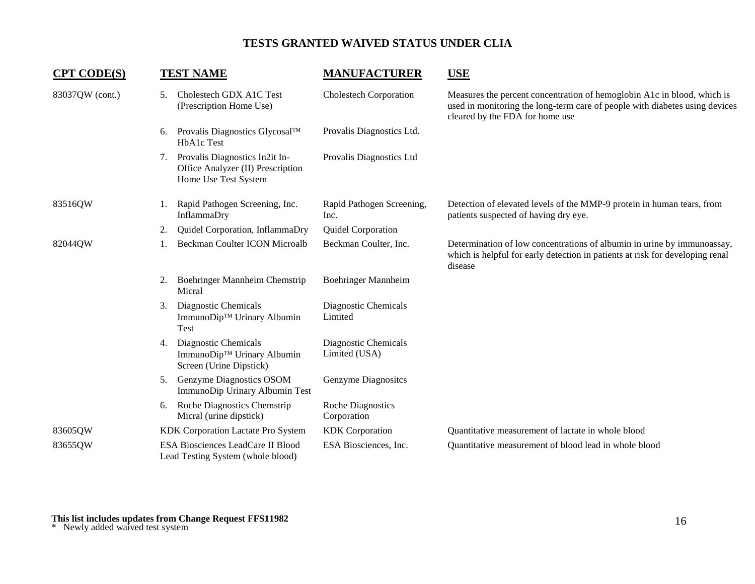# TESTS GRANTED WAIVED STATUS UNDER CLIA

| CPT CODE(S) | TEST NAME | MANUFACTURER | USE |
|---|---|---|---|
| 83037QW (cont.) | 5. Cholestech GDX A1C Test (Prescription Home Use) | Cholestech Corporation | Measures the percent concentration of hemoglobin A1c in blood, which is used in monitoring the long-term care of people with diabetes using devices cleared by the FDA for home use |
| | 6. Provalis Diagnostics Glycosal™ HbA1c Test | Provalis Diagnostics Ltd. | |
| | 7. Provalis Diagnostics In2it In-Office Analyzer (II) Prescription Home Use Test System | Provalis Diagnostics Ltd | |
| 83516QW | 1. Rapid Pathogen Screening, Inc. InflammaDry | Rapid Pathogen Screening, Inc. | Detection of elevated levels of the MMP-9 protein in human tears, from patients suspected of having dry eye. |
| | 2. Quidel Corporation, InflammaDry | Quidel Corporation | |
| 82044QW | 1. Beckman Coulter ICON Microalb | Beckman Coulter, Inc. | Determination of low concentrations of albumin in urine by immunoassay, which is helpful for early detection in patients at risk for developing renal disease |
| | 2. Boehringer Mannheim Chemstrip Micral | Boehringer Mannheim | |
| | 3. Diagnostic Chemicals ImmunoDip™ Urinary Albumin Test | Diagnostic Chemicals Limited | |
| | 4. Diagnostic Chemicals ImmunoDip™ Urinary Albumin Screen (Urine Dipstick) | Diagnostic Chemicals Limited (USA) | |
| | 5. Genzyme Diagnostics OSOM ImmunoDip Urinary Albumin Test | Genzyme Diagnositcs | |
| | 6. Roche Diagnostics Chemstrip Micral (urine dipstick) | Roche Diagnostics Corporation | |
| 83605QW | KDK Corporation Lactate Pro System | KDK Corporation | Quantitative measurement of lactate in whole blood |
| 83655QW | ESA Biosciences LeadCare II Blood Lead Testing System (whole blood) | ESA Biosciences, Inc. | Quantitative measurement of blood lead in whole blood |

**This list includes updates from Change Request FFS11982**

\* Newly added waived test system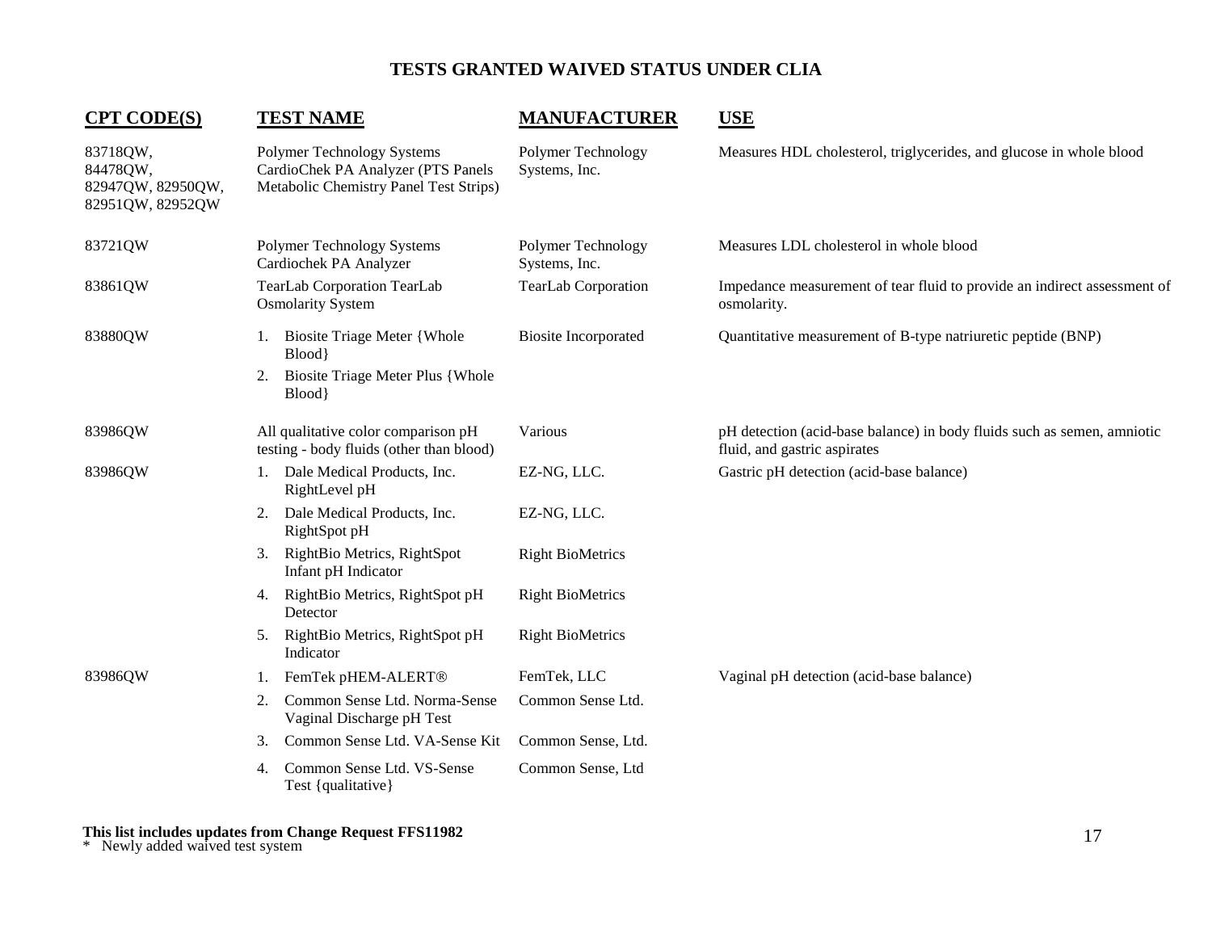# TESTS GRANTED WAIVED STATUS UNDER CLIA

| CPT CODE(S) | TEST NAME | MANUFACTURER | USE |
|---|---|---|---|
| 83718QW, 84478QW, 82947QW, 82950QW, 82951QW, 82952QW | Polymer Technology Systems CardioChek PA Analyzer (PTS Panels Metabolic Chemistry Panel Test Strips) | Polymer Technology Systems, Inc. | Measures HDL cholesterol, triglycerides, and glucose in whole blood |
| 83721QW | Polymer Technology Systems Cardiochek PA Analyzer | Polymer Technology Systems, Inc. | Measures LDL cholesterol in whole blood |
| 83861QW | TearLab Corporation TearLab Osmolarity System | TearLab Corporation | Impedance measurement of tear fluid to provide an indirect assessment of osmolarity. |
| 83880QW | 1. Biosite Triage Meter {Whole Blood}<br>2. Biosite Triage Meter Plus {Whole Blood} | Biosite Incorporated | Quantitative measurement of B-type natriuretic peptide (BNP) |
| 83986QW | All qualitative color comparison pH testing - body fluids (other than blood) | Various | pH detection (acid-base balance) in body fluids such as semen, amniotic fluid, and gastric aspirates |
| 83986QW | 1. Dale Medical Products, Inc. RightLevel pH | EZ-NG, LLC. | Gastric pH detection (acid-base balance) |
| | 2. Dale Medical Products, Inc. RightSpot pH | EZ-NG, LLC. | |
| | 3. RightBio Metrics, RightSpot Infant pH Indicator | Right BioMetrics | |
| | 4. RightBio Metrics, RightSpot pH Detector | Right BioMetrics | |
| | 5. RightBio Metrics, RightSpot pH Indicator | Right BioMetrics | |
| 83986QW | 1. FemTek pHEM-ALERT® | FemTek, LLC | Vaginal pH detection (acid-base balance) |
| | 2. Common Sense Ltd. Norma-Sense Vaginal Discharge pH Test | Common Sense Ltd. | |
| | 3. Common Sense Ltd. VA-Sense Kit | Common Sense, Ltd. | |
| | 4. Common Sense Ltd. VS-Sense Test {qualitative} | Common Sense, Ltd | |

**This list includes updates from Change Request FFS11982**
* Newly added waived test system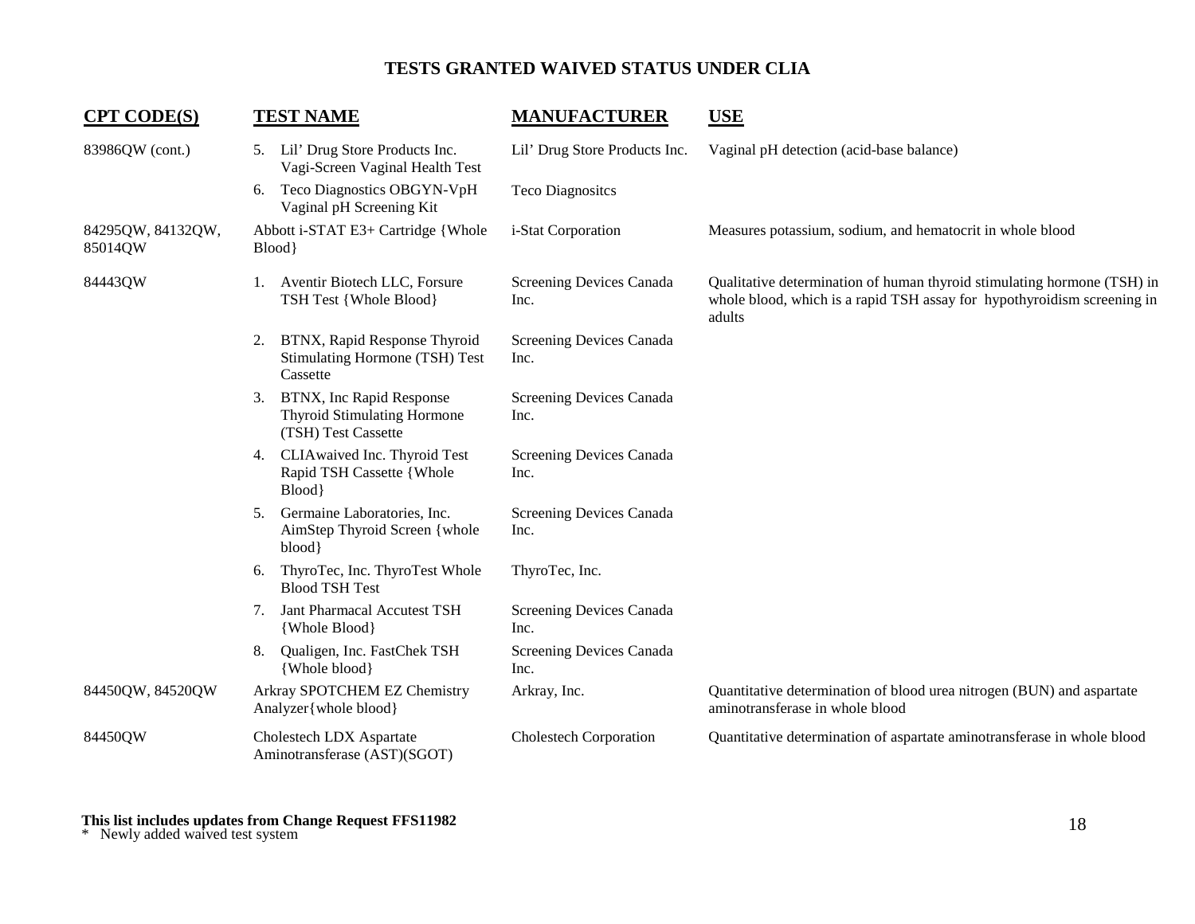# TESTS GRANTED WAIVED STATUS UNDER CLIA

| CPT CODE(S) | TEST NAME | MANUFACTURER | USE |
|---|---|---|---|
| 83986QW (cont.) | 5. Lil' Drug Store Products Inc. Vagi-Screen Vaginal Health Test | Lil' Drug Store Products Inc. | Vaginal pH detection (acid-base balance) |
| | 6. Teco Diagnostics OBGYN-VpH Vaginal pH Screening Kit | Teco Diagnositcs | |
| 84295QW, 84132QW, 85014QW | Abbott i-STAT E3+ Cartridge {Whole Blood} | i-Stat Corporation | Measures potassium, sodium, and hematocrit in whole blood |
| 84443QW | 1. Aventir Biotech LLC, Forsure TSH Test {Whole Blood} | Screening Devices Canada Inc. | Qualitative determination of human thyroid stimulating hormone (TSH) in whole blood, which is a rapid TSH assay for hypothyroidism screening in adults |
| | 2. BTNX, Rapid Response Thyroid Stimulating Hormone (TSH) Test Cassette | Screening Devices Canada Inc. | |
| | 3. BTNX, Inc Rapid Response Thyroid Stimulating Hormone (TSH) Test Cassette | Screening Devices Canada Inc. | |
| | 4. CLIAwaived Inc. Thyroid Test Rapid TSH Cassette {Whole Blood} | Screening Devices Canada Inc. | |
| | 5. Germaine Laboratories, Inc. AimStep Thyroid Screen {whole blood} | Screening Devices Canada Inc. | |
| | 6. ThyroTec, Inc. ThyroTest Whole Blood TSH Test | ThyroTec, Inc. | |
| | 7. Jant Pharmacal Accutest TSH {Whole Blood} | Screening Devices Canada Inc. | |
| | 8. Qualigen, Inc. FastChek TSH {Whole blood} | Screening Devices Canada Inc. | |
| 84450QW, 84520QW | Arkray SPOTCHEM EZ Chemistry Analyzer{whole blood} | Arkray, Inc. | Quantitative determination of blood urea nitrogen (BUN) and aspartate aminotransferase in whole blood |
| 84450QW | Cholestech LDX Aspartate Aminotransferase (AST)(SGOT) | Cholestech Corporation | Quantitative determination of aspartate aminotransferase in whole blood |

**This list includes updates from Change Request FFS11982**
* Newly added waived test system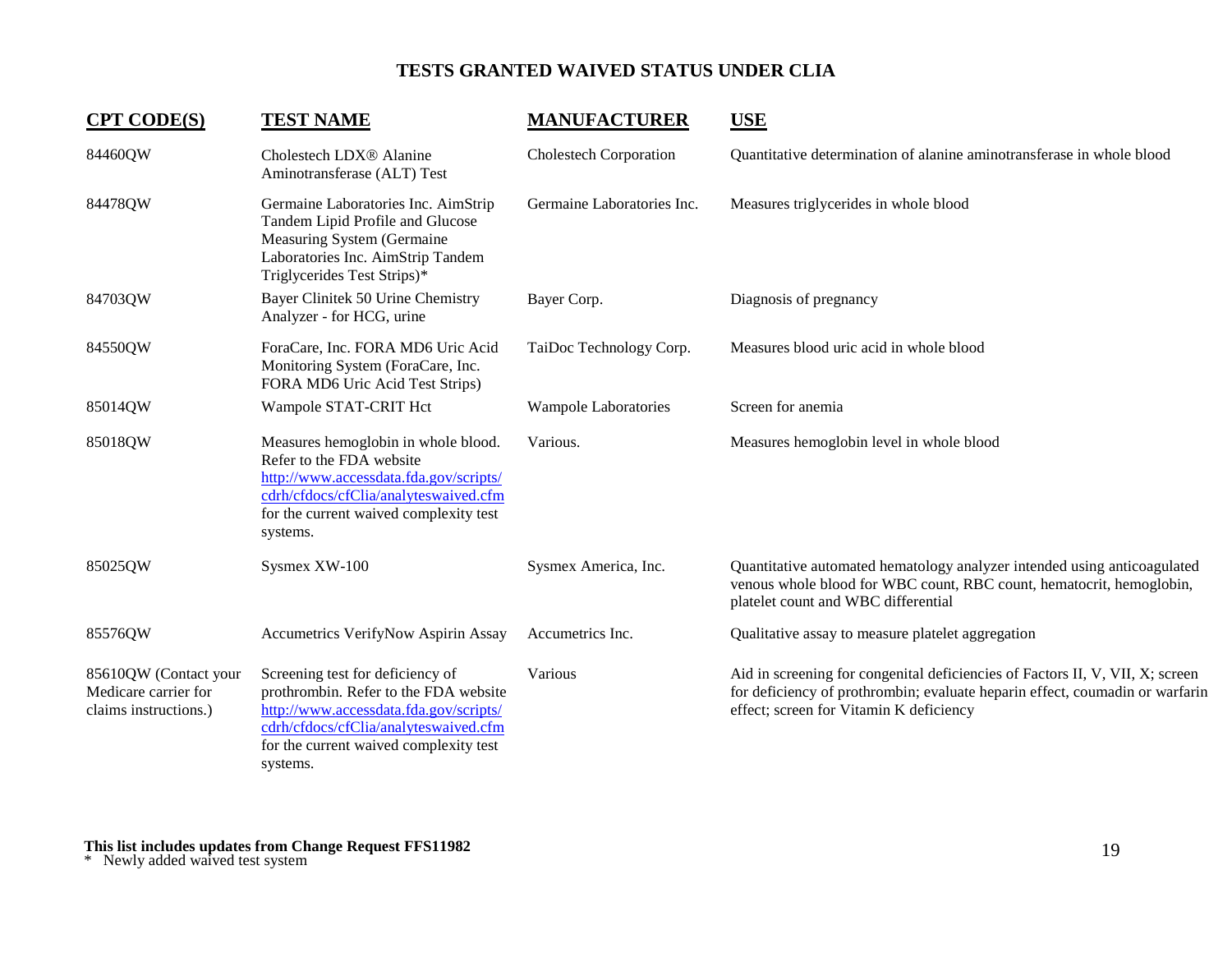# TESTS GRANTED WAIVED STATUS UNDER CLIA

| CPT CODE(S) | TEST NAME | MANUFACTURER | USE |
|---|---|---|---|
| 84460QW | Cholestech LDX® Alanine Aminotransferase (ALT) Test | Cholestech Corporation | Quantitative determination of alanine aminotransferase in whole blood |
| 84478QW | Germaine Laboratories Inc. AimStrip Tandem Lipid Profile and Glucose Measuring System (Germaine Laboratories Inc. AimStrip Tandem Triglycerides Test Strips)* | Germaine Laboratories Inc. | Measures triglycerides in whole blood |
| 84703QW | Bayer Clinitek 50 Urine Chemistry Analyzer - for HCG, urine | Bayer Corp. | Diagnosis of pregnancy |
| 84550QW | ForaCare, Inc. FORA MD6 Uric Acid Monitoring System (ForaCare, Inc. FORA MD6 Uric Acid Test Strips) | TaiDoc Technology Corp. | Measures blood uric acid in whole blood |
| 85014QW | Wampole STAT-CRIT Hct | Wampole Laboratories | Screen for anemia |
| 85018QW | Measures hemoglobin in whole blood. Refer to the FDA website http://www.accessdata.fda.gov/scripts/cdrh/cfdocs/cfClia/analyteswaived.cfm for the current waived complexity test systems. | Various. | Measures hemoglobin level in whole blood |
| 85025QW | Sysmex XW-100 | Sysmex America, Inc. | Quantitative automated hematology analyzer intended using anticoagulated venous whole blood for WBC count, RBC count, hematocrit, hemoglobin, platelet count and WBC differential |
| 85576QW | Accumetrics VerifyNow Aspirin Assay | Accumetrics Inc. | Qualitative assay to measure platelet aggregation |
| 85610QW (Contact your Medicare carrier for claims instructions.) | Screening test for deficiency of prothrombin. Refer to the FDA website http://www.accessdata.fda.gov/scripts/cdrh/cfdocs/cfClia/analyteswaived.cfm for the current waived complexity test systems. | Various | Aid in screening for congenital deficiencies of Factors II, V, VII, X; screen for deficiency of prothrombin; evaluate heparin effect, coumadin or warfarin effect; screen for Vitamin K deficiency |

**This list includes updates from Change Request FFS11982**

\* Newly added waived test system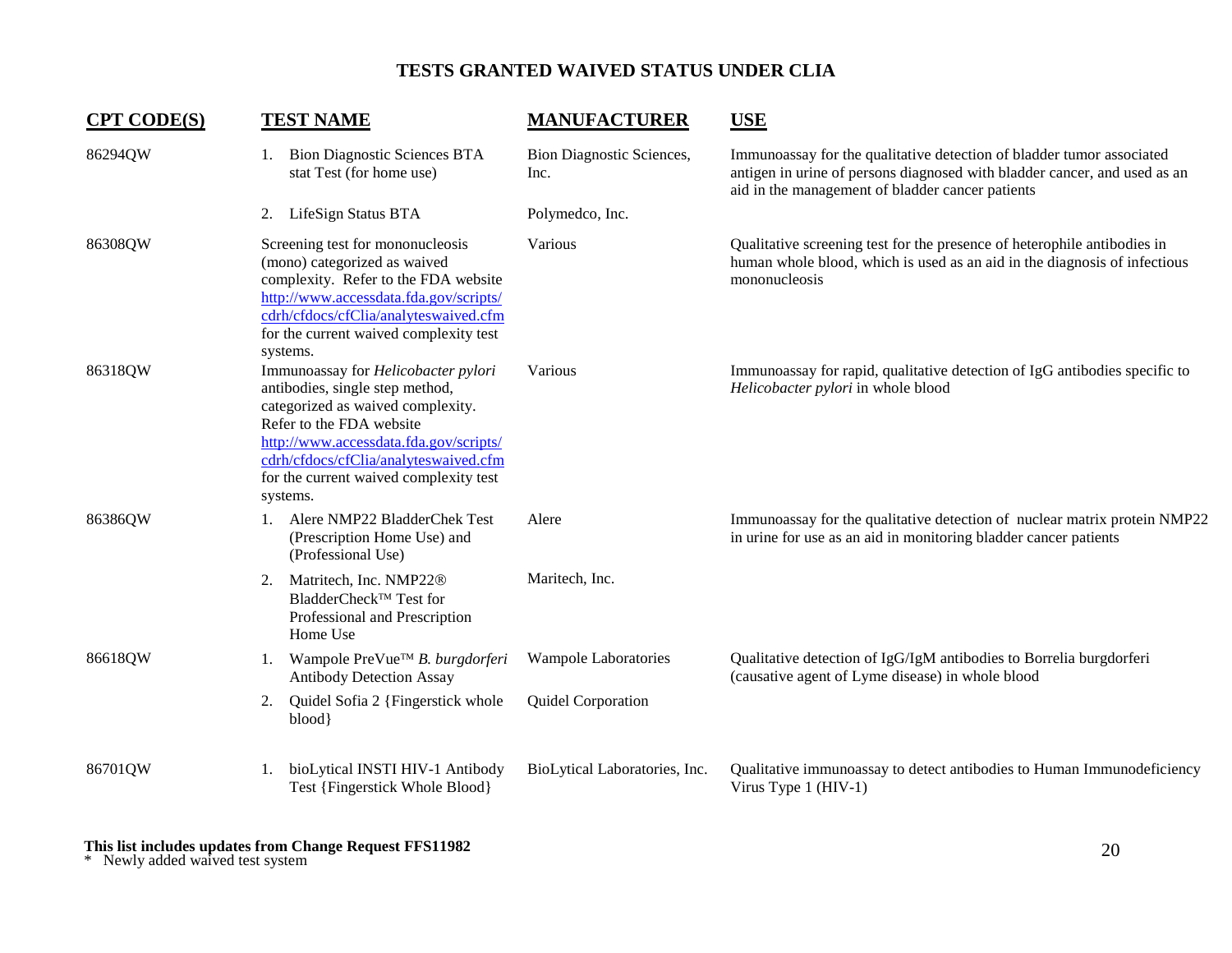# TESTS GRANTED WAIVED STATUS UNDER CLIA

| CPT CODE(S) | TEST NAME | MANUFACTURER | USE |
|---|---|---|---|
| 86294QW | 1. Bion Diagnostic Sciences BTA stat Test (for home use) | Bion Diagnostic Sciences, Inc. | Immunoassay for the qualitative detection of bladder tumor associated antigen in urine of persons diagnosed with bladder cancer, and used as an aid in the management of bladder cancer patients |
| | 2. LifeSign Status BTA | Polymedco, Inc. | |
| 86308QW | Screening test for mononucleosis (mono) categorized as waived complexity. Refer to the FDA website [http://www.accessdata.fda.gov/scripts/cdrh/cfdocs/cfClia/analyteswaived.cfm](http://www.accessdata.fda.gov/scripts/cdrh/cfdocs/cfClia/analyteswaived.cfm) for the current waived complexity test systems. | Various | Qualitative screening test for the presence of heterophile antibodies in human whole blood, which is used as an aid in the diagnosis of infectious mononucleosis |
| 86318QW | Immunoassay for *Helicobacter pylori* antibodies, single step method, categorized as waived complexity. Refer to the FDA website [http://www.accessdata.fda.gov/scripts/cdrh/cfdocs/cfClia/analyteswaived.cfm](http://www.accessdata.fda.gov/scripts/cdrh/cfdocs/cfClia/analyteswaived.cfm) for the current waived complexity test systems. | Various | Immunoassay for rapid, qualitative detection of IgG antibodies specific to *Helicobacter pylori* in whole blood |
| 86386QW | 1. Alere NMP22 BladderChek Test (Prescription Home Use) and (Professional Use) | Alere | Immunoassay for the qualitative detection of nuclear matrix protein NMP22 in urine for use as an aid in monitoring bladder cancer patients |
| | 2. Matritech, Inc. NMP22® BladderCheck™ Test for Professional and Prescription Home Use | Maritech, Inc. | |
| 86618QW | 1. Wampole PreVue™ *B. burgdorferi* Antibody Detection Assay | Wampole Laboratories | Qualitative detection of IgG/IgM antibodies to Borrelia burgdorferi (causative agent of Lyme disease) in whole blood |
| | 2. Quidel Sofia 2 {Fingerstick whole blood} | Quidel Corporation | |
| 86701QW | 1. bioLytical INSTI HIV-1 Antibody Test {Fingerstick Whole Blood} | BioLytical Laboratories, Inc. | Qualitative immunoassay to detect antibodies to Human Immunodeficiency Virus Type 1 (HIV-1) |

**This list includes updates from Change Request FFS11982**

\* Newly added waived test system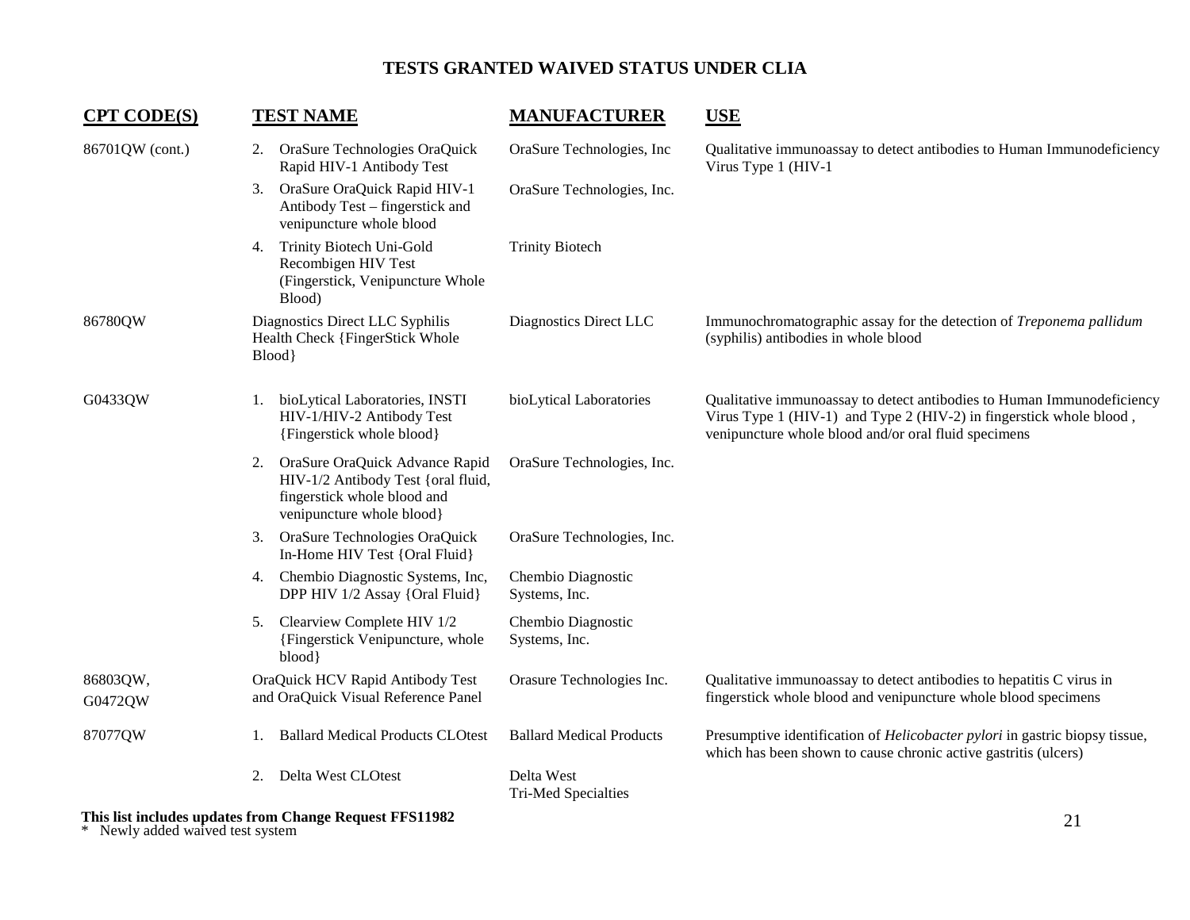# TESTS GRANTED WAIVED STATUS UNDER CLIA

| CPT CODE(S) | TEST NAME | MANUFACTURER | USE |
|---|---|---|---|
| 86701QW (cont.) | 2. OraSure Technologies OraQuick Rapid HIV-1 Antibody Test | OraSure Technologies, Inc | Qualitative immunoassay to detect antibodies to Human Immunodeficiency Virus Type 1 (HIV-1 |
| | 3. OraSure OraQuick Rapid HIV-1 Antibody Test – fingerstick and venipuncture whole blood | OraSure Technologies, Inc. | |
| | 4. Trinity Biotech Uni-Gold Recombigen HIV Test (Fingerstick, Venipuncture Whole Blood) | Trinity Biotech | |
| 86780QW | Diagnostics Direct LLC Syphilis Health Check {FingerStick Whole Blood} | Diagnostics Direct LLC | Immunochromatographic assay for the detection of *Treponema pallidum* (syphilis) antibodies in whole blood |
| G0433QW | 1. bioLytical Laboratories, INSTI HIV-1/HIV-2 Antibody Test {Fingerstick whole blood} | bioLytical Laboratories | Qualitative immunoassay to detect antibodies to Human Immunodeficiency Virus Type 1 (HIV-1) and Type 2 (HIV-2) in fingerstick whole blood , venipuncture whole blood and/or oral fluid specimens |
| | 2. OraSure OraQuick Advance Rapid HIV-1/2 Antibody Test {oral fluid, fingerstick whole blood and venipuncture whole blood} | OraSure Technologies, Inc. | |
| | 3. OraSure Technologies OraQuick In-Home HIV Test {Oral Fluid} | OraSure Technologies, Inc. | |
| | 4. Chembio Diagnostic Systems, Inc, DPP HIV 1/2 Assay {Oral Fluid} | Chembio Diagnostic Systems, Inc. | |
| | 5. Clearview Complete HIV 1/2 {Fingerstick Venipuncture, whole blood} | Chembio Diagnostic Systems, Inc. | |
| 86803QW, G0472QW | OraQuick HCV Rapid Antibody Test and OraQuick Visual Reference Panel | Orasure Technologies Inc. | Qualitative immunoassay to detect antibodies to hepatitis C virus in fingerstick whole blood and venipuncture whole blood specimens |
| 87077QW | 1. Ballard Medical Products CLOtest | Ballard Medical Products | Presumptive identification of *Helicobacter pylori* in gastric biopsy tissue, which has been shown to cause chronic active gastritis (ulcers) |
| | 2. Delta West CLOtest | Delta West Tri-Med Specialties | |

**This list includes updates from Change Request FFS11982**

\* Newly added waived test system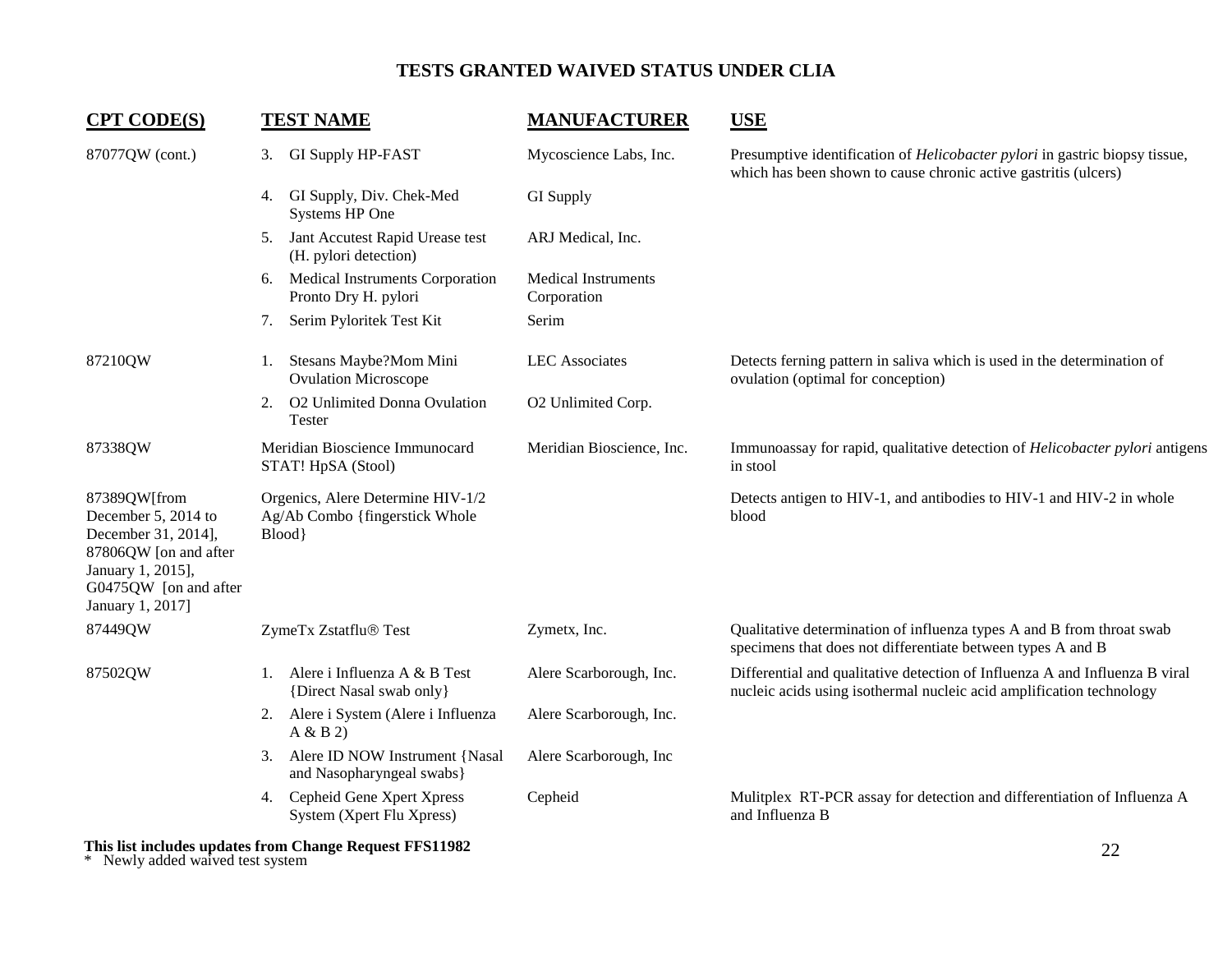## TESTS GRANTED WAIVED STATUS UNDER CLIA

| CPT CODE(S) | TEST NAME | MANUFACTURER | USE |
|---|---|---|---|
| 87077QW (cont.) | 3. GI Supply HP-FAST | Mycoscience Labs, Inc. | Presumptive identification of *Helicobacter pylori* in gastric biopsy tissue, which has been shown to cause chronic active gastritis (ulcers) |
| | 4. GI Supply, Div. Chek-Med Systems HP One | GI Supply | |
| | 5. Jant Accutest Rapid Urease test (H. pylori detection) | ARJ Medical, Inc. | |
| | 6. Medical Instruments Corporation Pronto Dry H. pylori | Medical Instruments Corporation | |
| | 7. Serim Pyloritek Test Kit | Serim | |
| 87210QW | 1. Stesans Maybe?Mom Mini Ovulation Microscope | LEC Associates | Detects ferning pattern in saliva which is used in the determination of ovulation (optimal for conception) |
| | 2. O2 Unlimited Donna Ovulation Tester | O2 Unlimited Corp. | |
| 87338QW | Meridian Bioscience Immunocard STAT! HpSA (Stool) | Meridian Bioscience, Inc. | Immunoassay for rapid, qualitative detection of *Helicobacter pylori* antigens in stool |
| 87389QW[from December 5, 2014 to December 31, 2014], 87806QW [on and after January 1, 2015], G0475QW [on and after January 1, 2017] | Orgenics, Alere Determine HIV-1/2 Ag/Ab Combo {fingerstick Whole Blood} | | Detects antigen to HIV-1, and antibodies to HIV-1 and HIV-2 in whole blood |
| 87449QW | ZymeTx Zstatflu® Test | Zymetx, Inc. | Qualitative determination of influenza types A and B from throat swab specimens that does not differentiate between types A and B |
| 87502QW | 1. Alere i Influenza A & B Test {Direct Nasal swab only} | Alere Scarborough, Inc. | Differential and qualitative detection of Influenza A and Influenza B viral nucleic acids using isothermal nucleic acid amplification technology |
| | 2. Alere i System (Alere i Influenza A & B 2) | Alere Scarborough, Inc. | |
| | 3. Alere ID NOW Instrument {Nasal and Nasopharyngeal swabs} | Alere Scarborough, Inc | |
| | 4. Cepheid Gene Xpert Xpress System (Xpert Flu Xpress) | Cepheid | Mulitplex RT-PCR assay for detection and differentiation of Influenza A and Influenza B |

**This list includes updates from Change Request FFS11982**

\* Newly added waived test system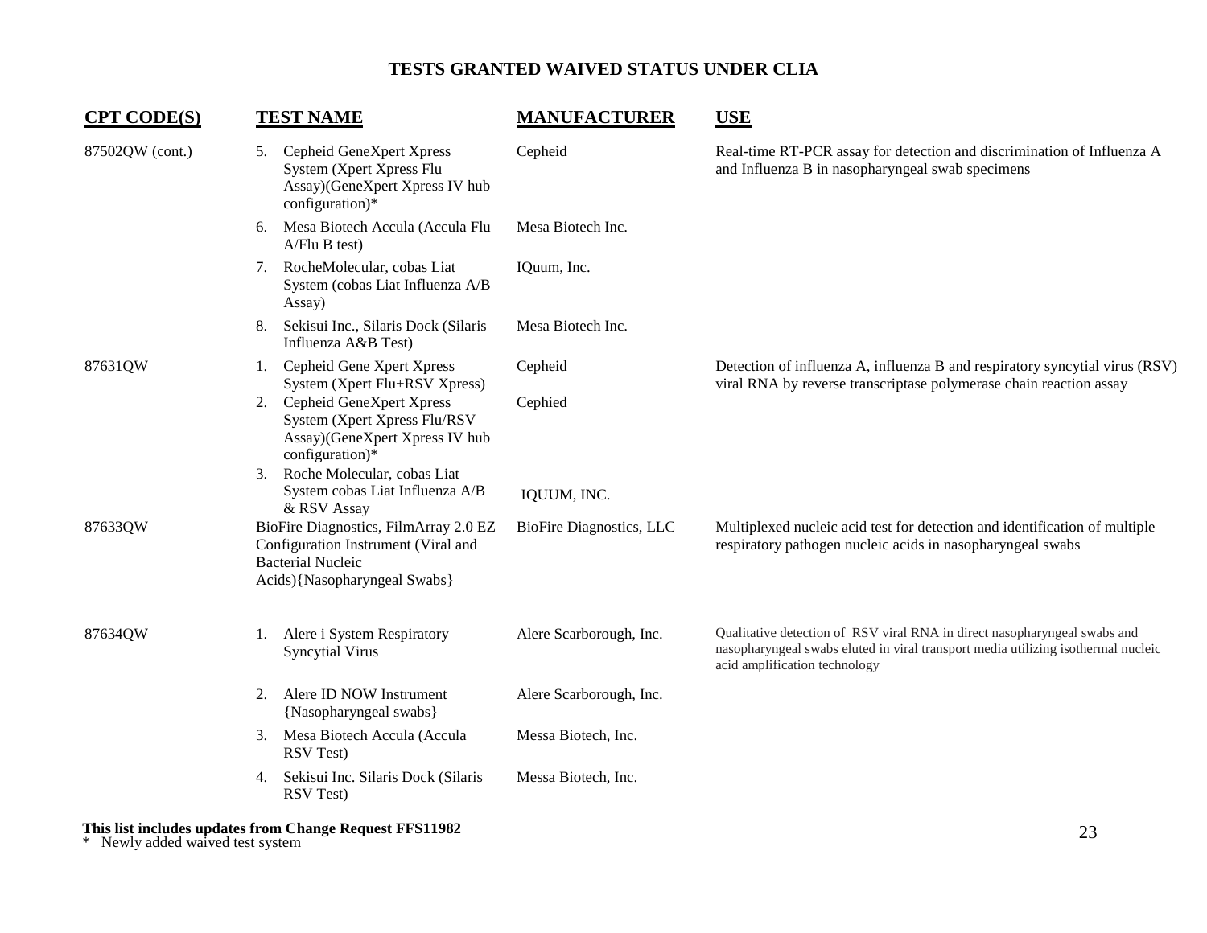# TESTS GRANTED WAIVED STATUS UNDER CLIA

| CPT CODE(S) | TEST NAME | MANUFACTURER | USE |
|---|---|---|---|
| 87502QW (cont.) | 5. Cepheid GeneXpert Xpress System (Xpert Xpress Flu Assay)(GeneXpert Xpress IV hub configuration)* | Cepheid | Real-time RT-PCR assay for detection and discrimination of Influenza A and Influenza B in nasopharyngeal swab specimens |
| | 6. Mesa Biotech Accula (Accula Flu A/Flu B test) | Mesa Biotech Inc. | |
| | 7. RocheMolecular, cobas Liat System (cobas Liat Influenza A/B Assay) | IQuum, Inc. | |
| | 8. Sekisui Inc., Silaris Dock (Silaris Influenza A&B Test) | Mesa Biotech Inc. | |
| 87631QW | 1. Cepheid Gene Xpert Xpress System (Xpert Flu+RSV Xpress) | Cepheid | Detection of influenza A, influenza B and respiratory syncytial virus (RSV) viral RNA by reverse transcriptase polymerase chain reaction assay |
| | 2. Cepheid GeneXpert Xpress System (Xpert Xpress Flu/RSV Assay)(GeneXpert Xpress IV hub configuration)* | Cephied | |
| | 3. Roche Molecular, cobas Liat System cobas Liat Influenza A/B & RSV Assay | IQUUM, INC. | |
| 87633QW | BioFire Diagnostics, FilmArray 2.0 EZ Configuration Instrument (Viral and Bacterial Nucleic Acids){Nasopharyngeal Swabs} | BioFire Diagnostics, LLC | Multiplexed nucleic acid test for detection and identification of multiple respiratory pathogen nucleic acids in nasopharyngeal swabs |
| 87634QW | 1. Alere i System Respiratory Syncytial Virus | Alere Scarborough, Inc. | Qualitative detection of RSV viral RNA in direct nasopharyngeal swabs and nasopharyngeal swabs eluted in viral transport media utilizing isothermal nucleic acid amplification technology |
| | 2. Alere ID NOW Instrument {Nasopharyngeal swabs} | Alere Scarborough, Inc. | |
| | 3. Mesa Biotech Accula (Accula RSV Test) | Messa Biotech, Inc. | |
| | 4. Sekisui Inc. Silaris Dock (Silaris RSV Test) | Messa Biotech, Inc. | |

**This list includes updates from Change Request FFS11982**

\* Newly added waived test system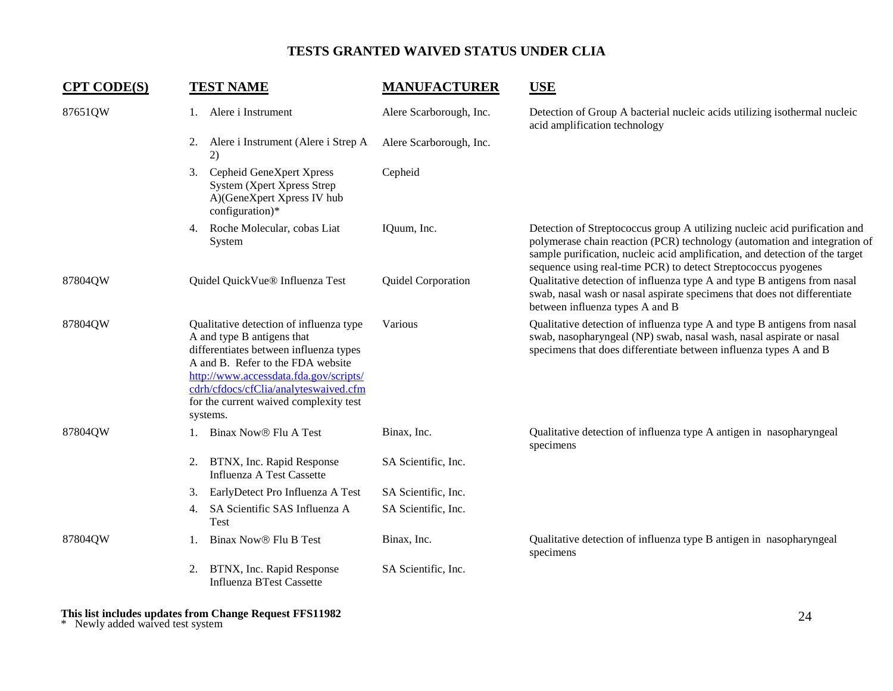## TESTS GRANTED WAIVED STATUS UNDER CLIA

| CPT CODE(S) | TEST NAME | MANUFACTURER | USE |
|---|---|---|---|
| 87651QW | 1. Alere i Instrument | Alere Scarborough, Inc. | Detection of Group A bacterial nucleic acids utilizing isothermal nucleic acid amplification technology |
| | 2. Alere i Instrument (Alere i Strep A 2) | Alere Scarborough, Inc. | |
| | 3. Cepheid GeneXpert Xpress System (Xpert Xpress Strep A)(GeneXpert Xpress IV hub configuration)* | Cepheid | |
| | 4. Roche Molecular, cobas Liat System | IQuum, Inc. | Detection of Streptococcus group A utilizing nucleic acid purification and polymerase chain reaction (PCR) technology (automation and integration of sample purification, nucleic acid amplification, and detection of the target sequence using real-time PCR) to detect Streptococcus pyogenes |
| 87804QW | Quidel QuickVue® Influenza Test | Quidel Corporation | Qualitative detection of influenza type A and type B antigens from nasal swab, nasal wash or nasal aspirate specimens that does not differentiate between influenza types A and B |
| 87804QW | Qualitative detection of influenza type A and type B antigens that differentiates between influenza types A and B. Refer to the FDA website http://www.accessdata.fda.gov/scripts/cdrh/cfdocs/cfClia/analyteswaived.cfm for the current waived complexity test systems. | Various | Qualitative detection of influenza type A and type B antigens from nasal swab, nasopharyngeal (NP) swab, nasal wash, nasal aspirate or nasal specimens that does differentiate between influenza types A and B |
| 87804QW | 1. Binax Now® Flu A Test | Binax, Inc. | Qualitative detection of influenza type A antigen in nasopharyngeal specimens |
| | 2. BTNX, Inc. Rapid Response Influenza A Test Cassette | SA Scientific, Inc. | |
| | 3. EarlyDetect Pro Influenza A Test | SA Scientific, Inc. | |
| | 4. SA Scientific SAS Influenza A Test | SA Scientific, Inc. | |
| 87804QW | 1. Binax Now® Flu B Test | Binax, Inc. | Qualitative detection of influenza type B antigen in nasopharyngeal specimens |
| | 2. BTNX, Inc. Rapid Response Influenza BTest Cassette | SA Scientific, Inc. | |

**This list includes updates from Change Request FFS11982**

\* Newly added waived test system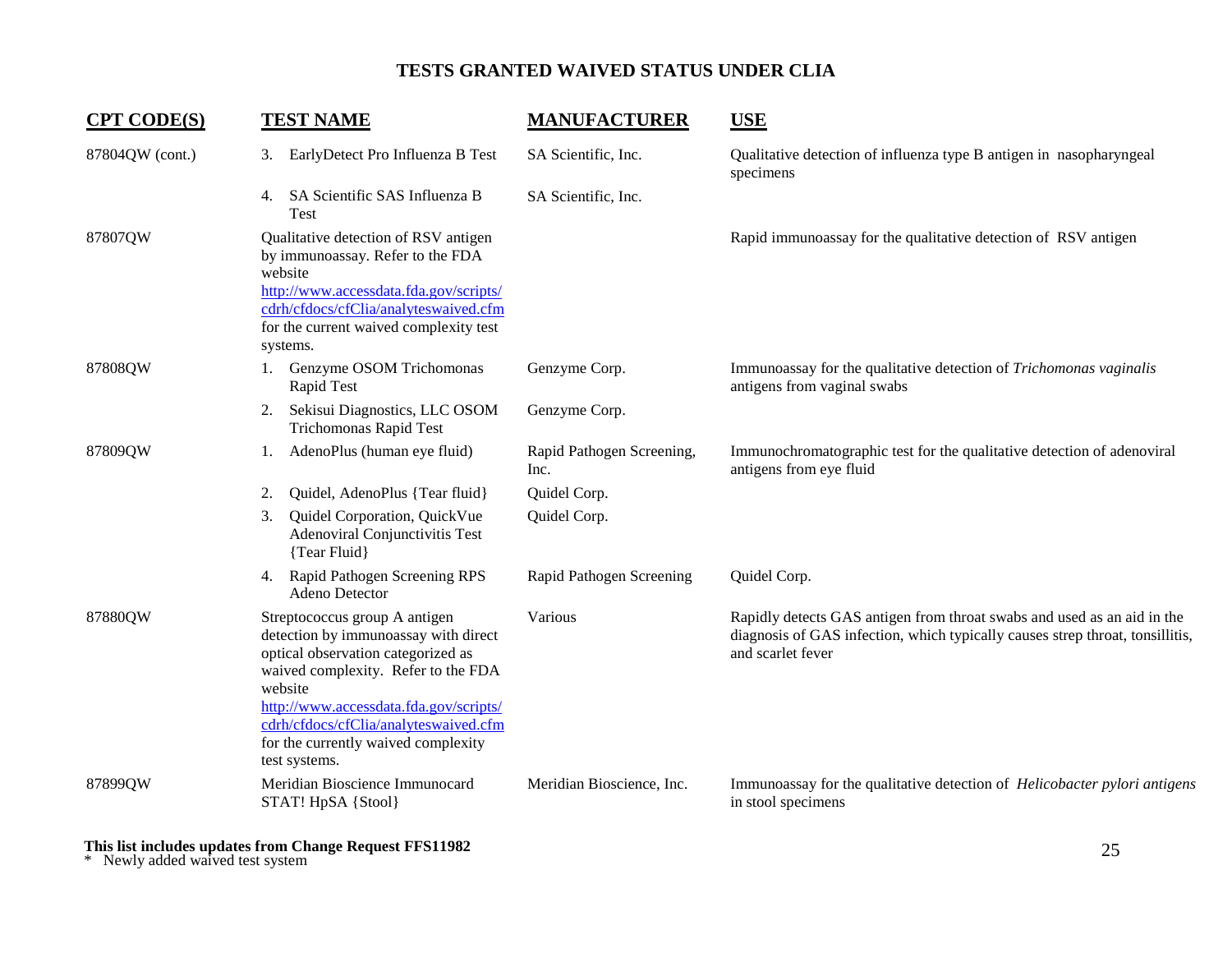# TESTS GRANTED WAIVED STATUS UNDER CLIA

| CPT CODE(S) | TEST NAME | MANUFACTURER | USE |
|---|---|---|---|
| 87804QW (cont.) | 3. EarlyDetect Pro Influenza B Test | SA Scientific, Inc. | Qualitative detection of influenza type B antigen in nasopharyngeal specimens |
| | 4. SA Scientific SAS Influenza B Test | SA Scientific, Inc. | |
| 87807QW | Qualitative detection of RSV antigen by immunoassay. Refer to the FDA website http://www.accessdata.fda.gov/scripts/cdrh/cfdocs/cfClia/analyteswaived.cfm for the current waived complexity test systems. | | Rapid immunoassay for the qualitative detection of RSV antigen |
| 87808QW | 1. Genzyme OSOM Trichomonas Rapid Test | Genzyme Corp. | Immunoassay for the qualitative detection of *Trichomonas vaginalis* antigens from vaginal swabs |
| | 2. Sekisui Diagnostics, LLC OSOM Trichomonas Rapid Test | Genzyme Corp. | |
| 87809QW | 1. AdenoPlus (human eye fluid) | Rapid Pathogen Screening, Inc. | Immunochromatographic test for the qualitative detection of adenoviral antigens from eye fluid |
| | 2. Quidel, AdenoPlus {Tear fluid} | Quidel Corp. | |
| | 3. Quidel Corporation, QuickVue Adenoviral Conjunctivitis Test {Tear Fluid} | Quidel Corp. | |
| | 4. Rapid Pathogen Screening RPS Adeno Detector | Rapid Pathogen Screening | Quidel Corp. |
| 87880QW | Streptococcus group A antigen detection by immunoassay with direct optical observation categorized as waived complexity. Refer to the FDA website http://www.accessdata.fda.gov/scripts/cdrh/cfdocs/cfClia/analyteswaived.cfm for the currently waived complexity test systems. | Various | Rapidly detects GAS antigen from throat swabs and used as an aid in the diagnosis of GAS infection, which typically causes strep throat, tonsillitis, and scarlet fever |
| 87899QW | Meridian Bioscience Immunocard STAT! HpSA {Stool} | Meridian Bioscience, Inc. | Immunoassay for the qualitative detection of *Helicobacter pylori antigens* in stool specimens |

**This list includes updates from Change Request FFS11982**

\* Newly added waived test system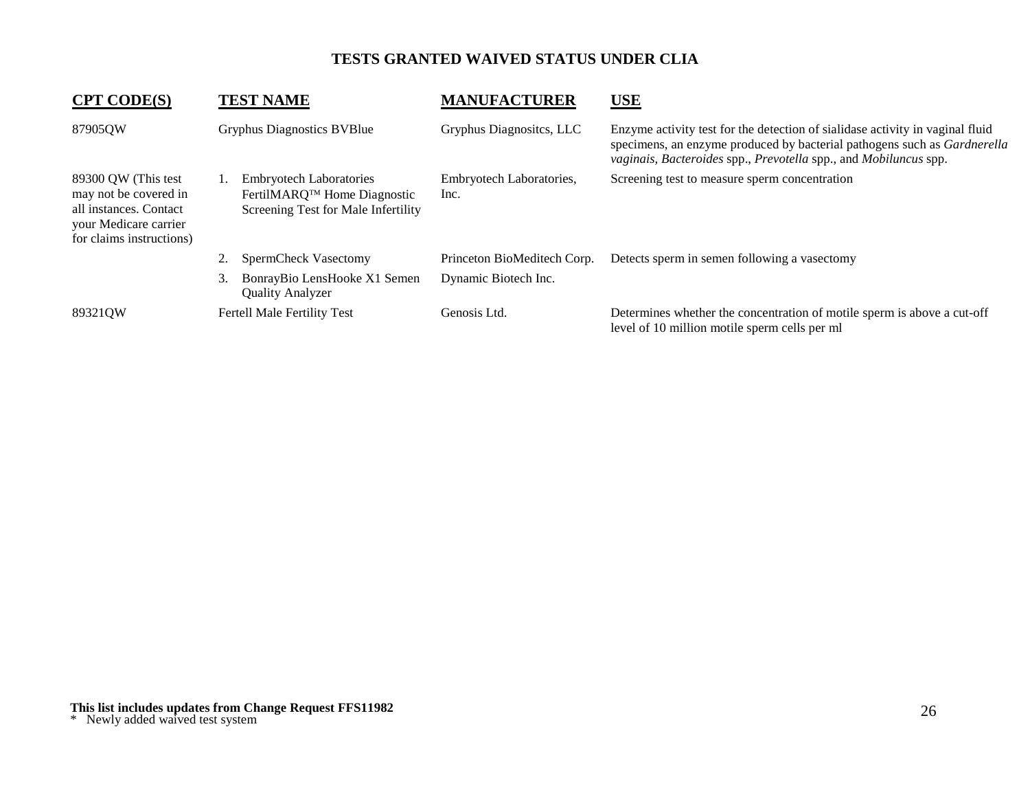# TESTS GRANTED WAIVED STATUS UNDER CLIA

| CPT CODE(S) | TEST NAME | MANUFACTURER | USE |
|---|---|---|---|
| 87905QW | Gryphus Diagnostics BVBlue | Gryphus Diagnositcs, LLC | Enzyme activity test for the detection of sialidase activity in vaginal fluid specimens, an enzyme produced by bacterial pathogens such as *Gardnerella vaginais*, *Bacteroides* spp., *Prevotella* spp., and *Mobiluncus* spp. |
| 89300 QW (This test may not be covered in all instances. Contact your Medicare carrier for claims instructions) | 1. Embryotech Laboratories FertilMARQ™ Home Diagnostic Screening Test for Male Infertility | Embryotech Laboratories, Inc. | Screening test to measure sperm concentration |
| | 2. SpermCheck Vasectomy | Princeton BioMeditech Corp. | Detects sperm in semen following a vasectomy |
| | 3. BonrayBio LensHooke X1 Semen Quality Analyzer | Dynamic Biotech Inc. | |
| 89321QW | Fertell Male Fertility Test | Genosis Ltd. | Determines whether the concentration of motile sperm is above a cut-off level of 10 million motile sperm cells per ml |

**This list includes updates from Change Request FFS11982**

\* Newly added waived test system